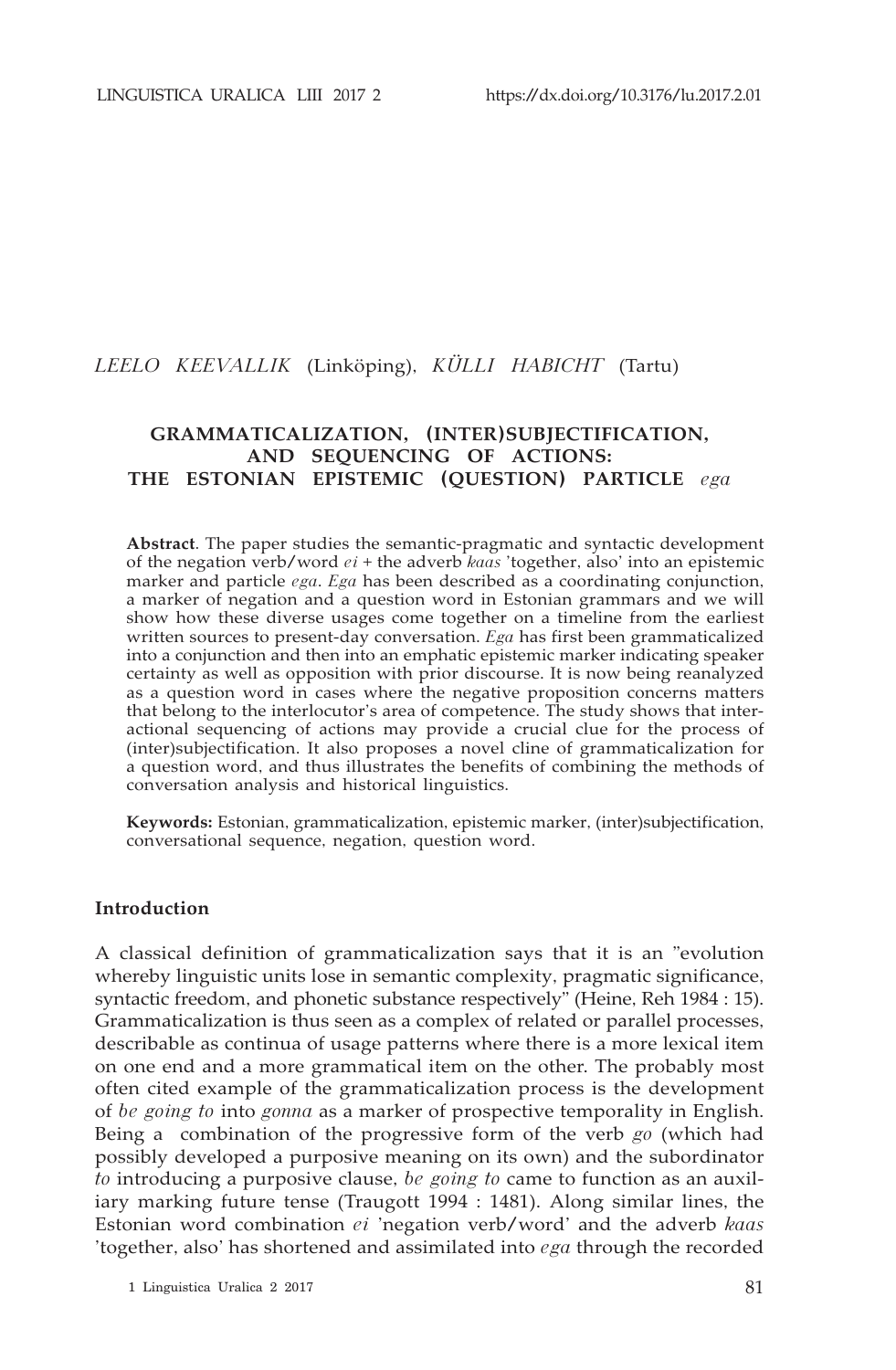*LEELO KEEVALLIK* (Linköping), *KÜLLI HABICHT* (Tartu)

# GRAMMATICALIZATION, (INTER)SUBJECTIFICATION, AND SEQUENCING OF ACTIONS: THE ESTONIAN EPISTEMIC (QUESTION) PARTICLE *ega*

**Abstract**. The paper studies the semantic-pragmatic and syntactic development of the negation verb/word *ei* + the adverb *kaas* 'together, also' into an epistemic marker and particle *ega*. *Ega* has been described as a coordinating conjunction, a marker of negation and a question word in Estonian grammars and we will show how these diverse usages come together on a timeline from the earliest written sources to present-day conversation. *Ega* has first been grammaticalized into a conjunction and then into an emphatic epistemic marker indicating speaker certainty as well as opposition with prior discourse. It is now being reanalyzed as a question word in cases where the negative proposition concerns matters that belong to the interlocutor's area of competence. The study shows that interactional sequencing of actions may provide a crucial clue for the process of (inter)subjectification. It also proposes a novel cline of grammaticalization for a question word, and thus illustrates the benefits of combining the methods of conversation analysis and historical linguistics.

**Keywords:** Estonian, grammaticalization, epistemic marker, (inter)subjectification, conversational sequence, negation, question word.

## Introduction

A classical definition of grammaticalization says that it is an "evolution whereby linguistic units lose in semantic complexity, pragmatic significance, syntactic freedom, and phonetic substance respectively" (Heine, Reh 1984 : 15). Grammaticalization is thus seen as a complex of related or parallel processes, describable as continua of usage patterns where there is a more lexical item on one end and a more grammatical item on the other. The probably most often cited example of the grammaticalization process is the development of *be going to* into *gonna* as a marker of prospective temporality in English. Being a combination of the progressive form of the verb *go* (which had possibly developed a purposive meaning on its own) and the subordinator *to* introducing a purposive clause, *be going to* came to function as an auxiliary marking future tense (Traugott 1994 : 1481). Along similar lines, the Estonian word combination *ei* 'negation verb/word' and the adverb *kaas* 'together, also' has shortened and assimilated into *ega* through the recorded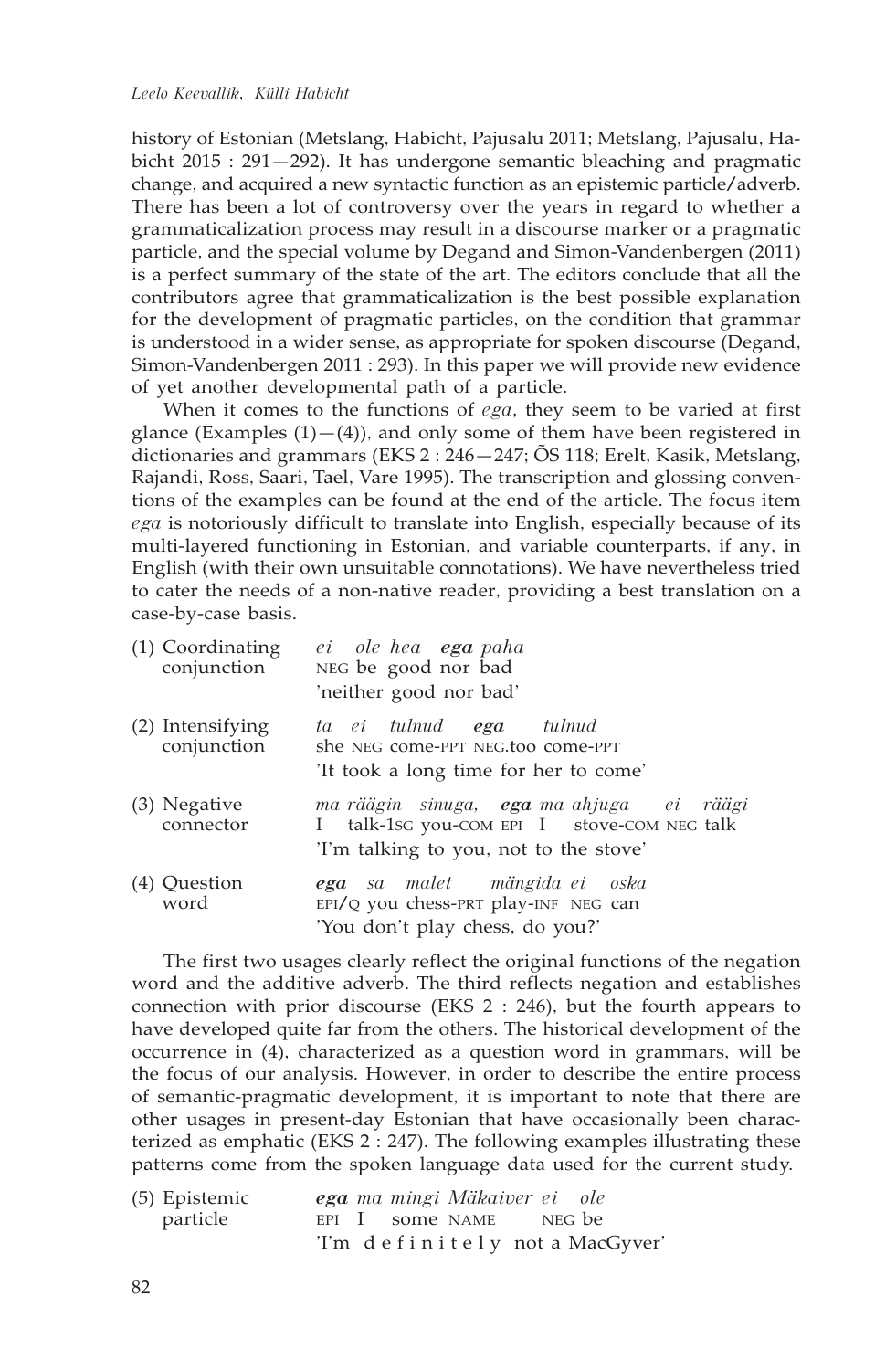history of Estonian (Metslang, Habicht, Pajusalu 2011; Metslang, Pajusalu, Habicht 2015 : 291—292). It has undergone semantic bleaching and pragmatic change, and acquired a new syntactic function as an epistemic particle/adverb. There has been a lot of controversy over the years in regard to whether a grammaticalization process may result in a discourse marker or a pragmatic particle, and the special volume by Degand and Simon-Vandenbergen (2011) is a perfect summary of the state of the art. The editors conclude that all the contributors agree that grammaticalization is the best possible explanation for the development of pragmatic particles, on the condition that grammar is understood in a wider sense, as appropriate for spoken discourse (Degand, Simon-Vandenbergen 2011 : 293). In this paper we will provide new evidence of yet another developmental path of a particle.

When it comes to the functions of *ega*, they seem to be varied at first glance (Examples (1)—(4)), and only some of them have been registered in dictionaries and grammars (EKS 2 : 246—247; ÕS 118; Erelt, Kasik, Metslang, Rajandi, Ross, Saari, Tael, Vare 1995). The transcription and glossing conventions of the examples can be found at the end of the article. The focus item *ega* is notoriously difficult to translate into English, especially because of its multi-layered functioning in Estonian, and variable counterparts, if any, in English (with their own unsuitable connotations). We have nevertheless tried to cater the needs of a non-native reader, providing a best translation on a case-by-case basis.

(1) Coordinating conjunction
*ei ole hea* ***ega*** *paha*
NEG be good nor bad
'neither good nor bad'

(2) Intensifying conjunction
*ta ei tulnud* ***ega*** *tulnud*
she NEG come-PPT NEG.too come-PPT
'It took a long time for her to come'

(3) Negative connector
*ma räägin sinuga,* ***ega*** *ma ahjuga ei räägi*
I talk-1SG you-COM EPI I stove-COM NEG talk
'I'm talking to you, not to the stove'

(4) Question word
***ega*** *sa malet mängida ei oska*
EPI/Q you chess-PRT play-INF NEG can
'You don't play chess, do you?'

The first two usages clearly reflect the original functions of the negation word and the additive adverb. The third reflects negation and establishes connection with prior discourse (EKS 2 : 246), but the fourth appears to have developed quite far from the others. The historical development of the occurrence in (4), characterized as a question word in grammars, will be the focus of our analysis. However, in order to describe the entire process of semantic-pragmatic development, it is important to note that there are other usages in present-day Estonian that have occasionally been characterized as emphatic (EKS 2 : 247). The following examples illustrating these patterns come from the spoken language data used for the current study.

(5) Epistemic particle
***ega*** *ma mingi Mäkaiver ei ole*
EPI I some NAME NEG be
'I'm d e f i n i t e l y not a MacGyver'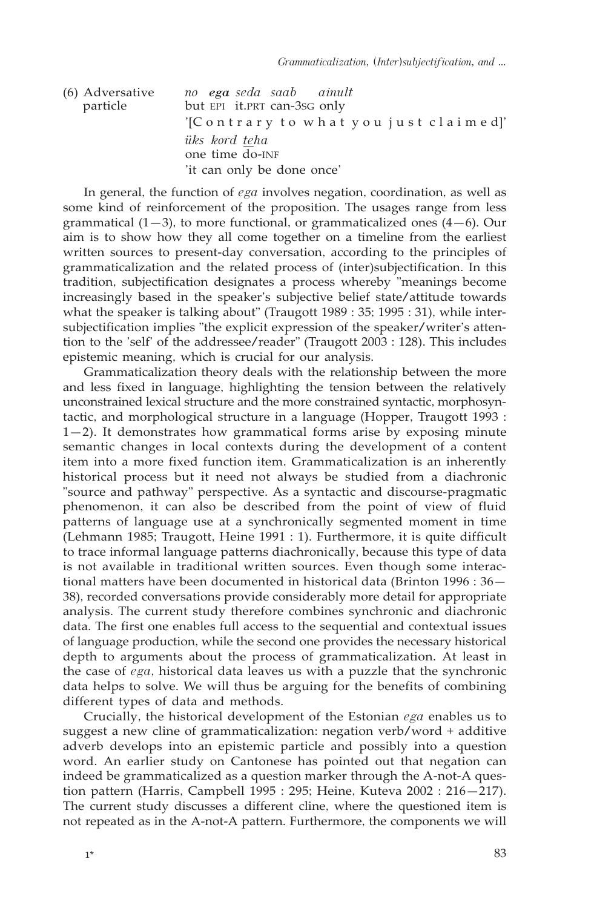(6) Adversative particle

*no* ***ega*** *seda saab ainult*
but EPI it.PRT can-3SG only
'[C o n t r a r y t o w h a t y o u j u s t c l a i m e d]'
*üks kord teha*
one time do-INF
'it can only be done once'

In general, the function of *ega* involves negation, coordination, as well as some kind of reinforcement of the proposition. The usages range from less grammatical (1—3), to more functional, or grammaticalized ones (4—6). Our aim is to show how they all come together on a timeline from the earliest written sources to present-day conversation, according to the principles of grammaticalization and the related process of (inter)subjectification. In this tradition, subjectification designates a process whereby "meanings become increasingly based in the speaker's subjective belief state/attitude towards what the speaker is talking about" (Traugott 1989 : 35; 1995 : 31), while intersubjectification implies "the explicit expression of the speaker/writer's attention to the 'self' of the addressee/reader" (Traugott 2003 : 128). This includes epistemic meaning, which is crucial for our analysis.

Grammaticalization theory deals with the relationship between the more and less fixed in language, highlighting the tension between the relatively unconstrained lexical structure and the more constrained syntactic, morphosyntactic, and morphological structure in a language (Hopper, Traugott 1993 : 1—2). It demonstrates how grammatical forms arise by exposing minute semantic changes in local contexts during the development of a content item into a more fixed function item. Grammaticalization is an inherently historical process but it need not always be studied from a diachronic "source and pathway" perspective. As a syntactic and discourse-pragmatic phenomenon, it can also be described from the point of view of fluid patterns of language use at a synchronically segmented moment in time (Lehmann 1985; Traugott, Heine 1991 : 1). Furthermore, it is quite difficult to trace informal language patterns diachronically, because this type of data is not available in traditional written sources. Even though some interactional matters have been documented in historical data (Brinton 1996 : 36—38), recorded conversations provide considerably more detail for appropriate analysis. The current study therefore combines synchronic and diachronic data. The first one enables full access to the sequential and contextual issues of language production, while the second one provides the necessary historical depth to arguments about the process of grammaticalization. At least in the case of *ega*, historical data leaves us with a puzzle that the synchronic data helps to solve. We will thus be arguing for the benefits of combining different types of data and methods.

Crucially, the historical development of the Estonian *ega* enables us to suggest a new cline of grammaticalization: negation verb/word + additive adverb develops into an epistemic particle and possibly into a question word. An earlier study on Cantonese has pointed out that negation can indeed be grammaticalized as a question marker through the A-not-A question pattern (Harris, Campbell 1995 : 295; Heine, Kuteva 2002 : 216—217). The current study discusses a different cline, where the questioned item is not repeated as in the A-not-A pattern. Furthermore, the components we will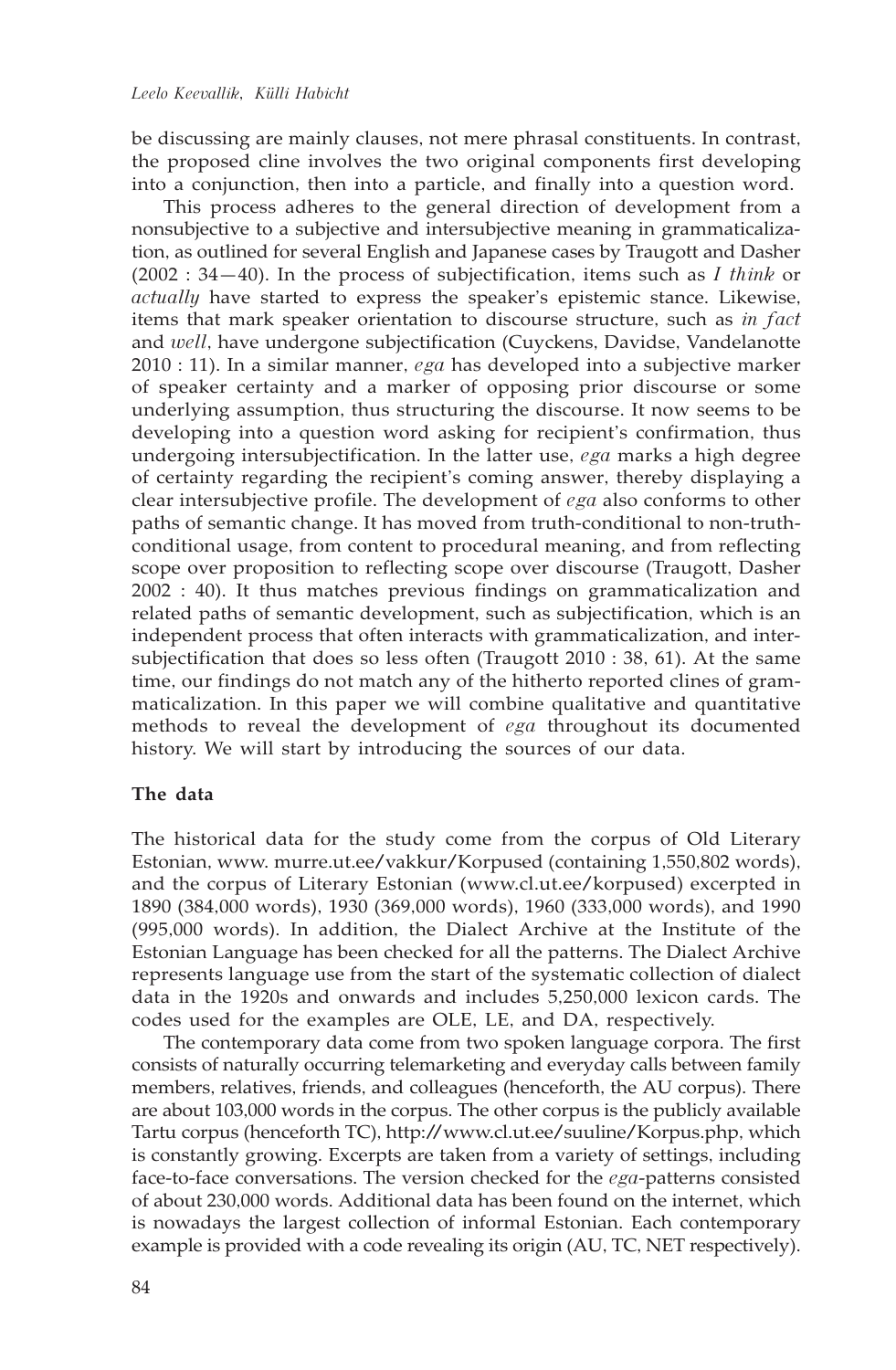be discussing are mainly clauses, not mere phrasal constituents. In contrast, the proposed cline involves the two original components first developing into a conjunction, then into a particle, and finally into a question word.

This process adheres to the general direction of development from a nonsubjective to a subjective and intersubjective meaning in grammaticalization, as outlined for several English and Japanese cases by Traugott and Dasher (2002 : 34—40). In the process of subjectification, items such as *I think* or *actually* have started to express the speaker's epistemic stance. Likewise, items that mark speaker orientation to discourse structure, such as *in fact* and *well*, have undergone subjectification (Cuyckens, Davidse, Vandelanotte 2010 : 11). In a similar manner, *ega* has developed into a subjective marker of speaker certainty and a marker of opposing prior discourse or some underlying assumption, thus structuring the discourse. It now seems to be developing into a question word asking for recipient's confirmation, thus undergoing intersubjectification. In the latter use, *ega* marks a high degree of certainty regarding the recipient's coming answer, thereby displaying a clear intersubjective profile. The development of *ega* also conforms to other paths of semantic change. It has moved from truth-conditional to non-truth-conditional usage, from content to procedural meaning, and from reflecting scope over proposition to reflecting scope over discourse (Traugott, Dasher 2002 : 40). It thus matches previous findings on grammaticalization and related paths of semantic development, such as subjectification, which is an independent process that often interacts with grammaticalization, and intersubjectification that does so less often (Traugott 2010 : 38, 61). At the same time, our findings do not match any of the hitherto reported clines of grammaticalization. In this paper we will combine qualitative and quantitative methods to reveal the development of *ega* throughout its documented history. We will start by introducing the sources of our data.

## The data

The historical data for the study come from the corpus of Old Literary Estonian, www. murre.ut.ee/vakkur/Korpused (containing 1,550,802 words), and the corpus of Literary Estonian (www.cl.ut.ee/korpused) excerpted in 1890 (384,000 words), 1930 (369,000 words), 1960 (333,000 words), and 1990 (995,000 words). In addition, the Dialect Archive at the Institute of the Estonian Language has been checked for all the patterns. The Dialect Archive represents language use from the start of the systematic collection of dialect data in the 1920s and onwards and includes 5,250,000 lexicon cards. The codes used for the examples are OLE, LE, and DA, respectively.

The contemporary data come from two spoken language corpora. The first consists of naturally occurring telemarketing and everyday calls between family members, relatives, friends, and colleagues (henceforth, the AU corpus). There are about 103,000 words in the corpus. The other corpus is the publicly available Tartu corpus (henceforth TC), http://www.cl.ut.ee/suuline/Korpus.php, which is constantly growing. Excerpts are taken from a variety of settings, including face-to-face conversations. The version checked for the *ega*-patterns consisted of about 230,000 words. Additional data has been found on the internet, which is nowadays the largest collection of informal Estonian. Each contemporary example is provided with a code revealing its origin (AU, TC, NET respectively).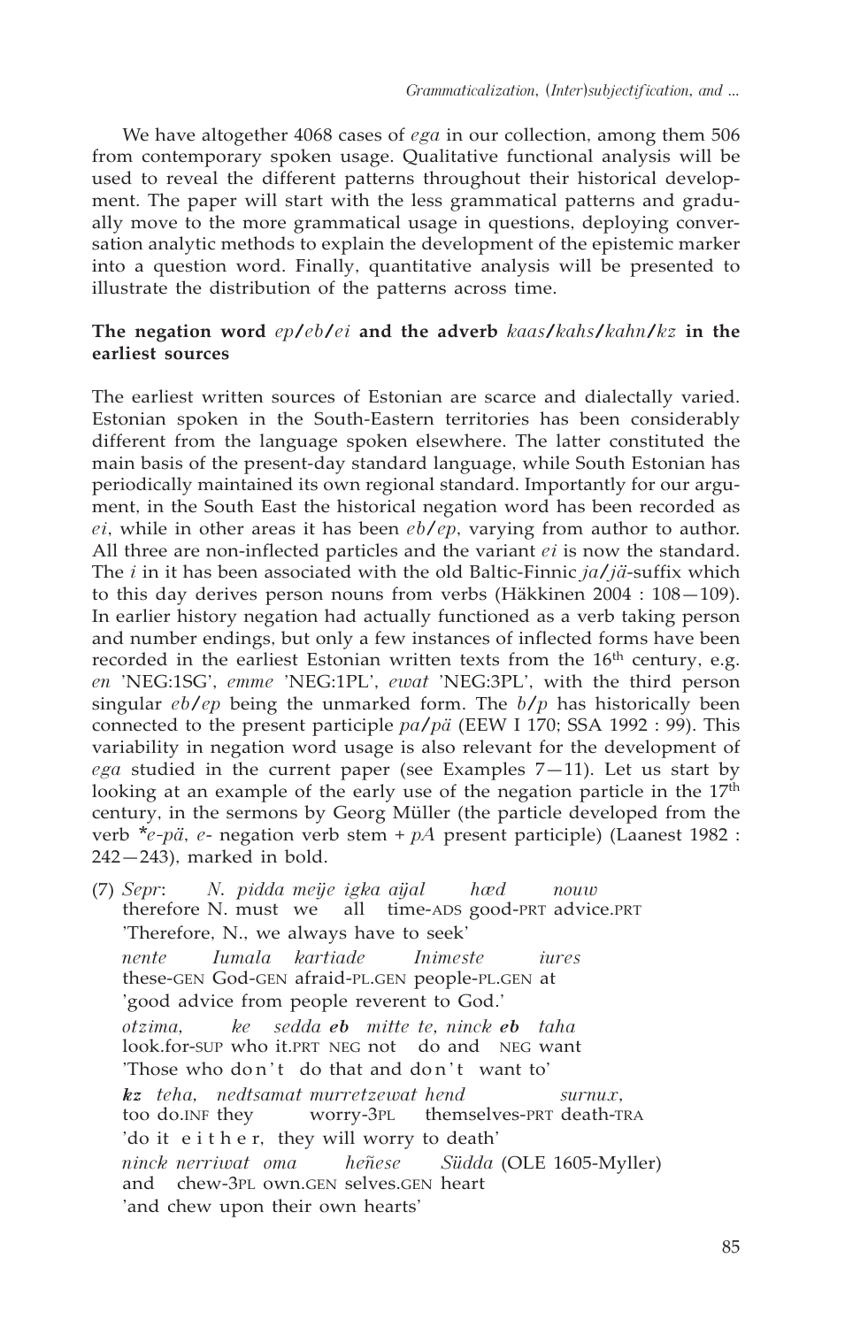We have altogether 4068 cases of *ega* in our collection, among them 506 from contemporary spoken usage. Qualitative functional analysis will be used to reveal the different patterns throughout their historical development. The paper will start with the less grammatical patterns and gradually move to the more grammatical usage in questions, deploying conversation analytic methods to explain the development of the epistemic marker into a question word. Finally, quantitative analysis will be presented to illustrate the distribution of the patterns across time.

## The negation word *ep/eb/ei* and the adverb *kaas/kahs/kahn/kz* in the earliest sources

The earliest written sources of Estonian are scarce and dialectally varied. Estonian spoken in the South-Eastern territories has been considerably different from the language spoken elsewhere. The latter constituted the main basis of the present-day standard language, while South Estonian has periodically maintained its own regional standard. Importantly for our argument, in the South East the historical negation word has been recorded as *ei*, while in other areas it has been *eb/ep*, varying from author to author. All three are non-inflected particles and the variant *ei* is now the standard. The *i* in it has been associated with the old Baltic-Finnic *ja/jä*-suffix which to this day derives person nouns from verbs (Häkkinen 2004 : 108—109). In earlier history negation had actually functioned as a verb taking person and number endings, but only a few instances of inflected forms have been recorded in the earliest Estonian written texts from the 16th century, e.g. *en* 'NEG:1SG', *emme* 'NEG:1PL', *ewat* 'NEG:3PL', with the third person singular *eb/ep* being the unmarked form. The *b/p* has historically been connected to the present participle *pa/pä* (EEW I 170; SSA 1992 : 99). This variability in negation word usage is also relevant for the development of *ega* studied in the current paper (see Examples 7—11). Let us start by looking at an example of the early use of the negation particle in the 17th century, in the sermons by Georg Müller (the particle developed from the verb *\*e-pä*, *e-* negation verb stem + *pA* present participle) (Laanest 1982 : 242—243), marked in bold.

(7) *Sepr: N. pidda meÿe igka aÿal hæd nouw*
therefore N. must we all time-ADS good-PRT advice.PRT
'Therefore, N., we always have to seek'
*nente Iumala kartiade Inimeste iures*
these-GEN God-GEN afraid-PL.GEN people-PL.GEN at
'good advice from people reverent to God.'
*otzima, ke sedda* ***eb*** *mitte te, ninck* ***eb*** *taha*
look.for-SUP who it.PRT NEG not do and NEG want
'Those who don't do that and don't want to'
***kz*** *teha, nedtsamat murretzewat hend surnux,*
too do.INF they worry-3PL themselves-PRT death-TRA
'do it either, they will worry to death'
*ninck nerriwat oma heñese Südda* (OLE 1605-Myller)
and chew-3PL own.GEN selves.GEN heart
'and chew upon their own hearts'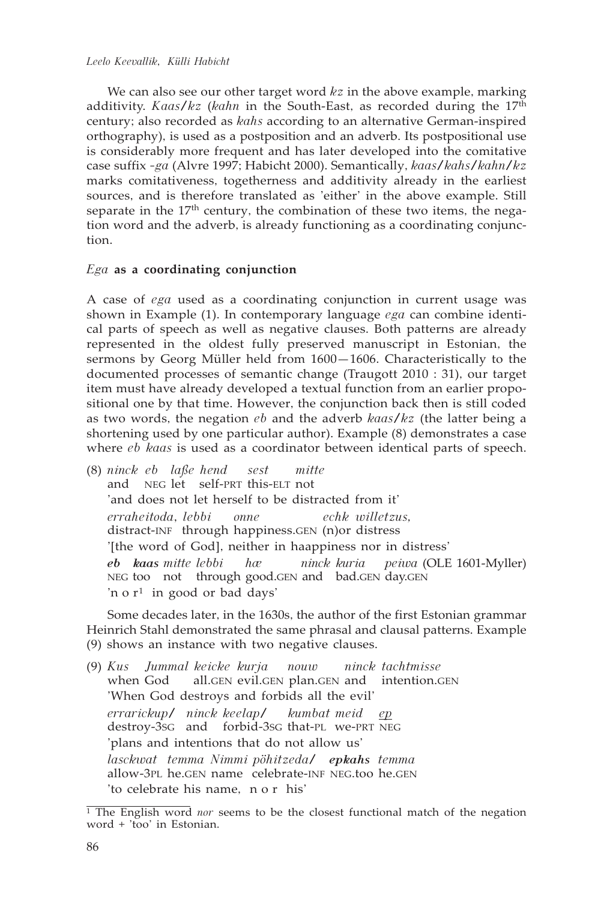We can also see our other target word *kz* in the above example, marking additivity. *Kaas/kz* (*kahn* in the South-East, as recorded during the 17th century; also recorded as *kahs* according to an alternative German-inspired orthography), is used as a postposition and an adverb. Its postpositional use is considerably more frequent and has later developed into the comitative case suffix *-ga* (Alvre 1997; Habicht 2000). Semantically, *kaas/kahs/kahn/kz* marks comitativeness, togetherness and additivity already in the earliest sources, and is therefore translated as 'either' in the above example. Still separate in the 17th century, the combination of these two items, the negation word and the adverb, is already functioning as a coordinating conjunction.

### *Ega* as a coordinating conjunction

A case of *ega* used as a coordinating conjunction in current usage was shown in Example (1). In contemporary language *ega* can combine identical parts of speech as well as negative clauses. Both patterns are already represented in the oldest fully preserved manuscript in Estonian, the sermons by Georg Müller held from 1600—1606. Characteristically to the documented processes of semantic change (Traugott 2010 : 31), our target item must have already developed a textual function from an earlier propositional one by that time. However, the conjunction back then is still coded as two words, the negation *eb* and the adverb *kaas/kz* (the latter being a shortening used by one particular author). Example (8) demonstrates a case where *eb kaas* is used as a coordinator between identical parts of speech.

(8) *ninck eb laße hend sest mitte*
and NEG let self-PRT this-ELT not
'and does not let herself to be distracted from it'
*erraheitoda*, *lebbi onne echk willetzus*,
distract-INF through happiness.GEN (n)or distress
'[the word of God], neither in haappiness nor in distress'
***eb kaas*** *mitte lebbi hæ ninck kuria peiwa* (OLE 1601-Myller)
NEG too not through good.GEN and bad.GEN day.GEN
'n o r[1] in good or bad days'

Some decades later, in the 1630s, the author of the first Estonian grammar Heinrich Stahl demonstrated the same phrasal and clausal patterns. Example (9) shows an instance with two negative clauses.

(9) *Kus Jummal keicke kurja nouw ninck tachtmisse*
when God all.GEN evil.GEN plan.GEN and intention.GEN
'When God destroys and forbids all the evil'
*errarickup/ ninck keelap/ kumbat meid ep*
destroy-3SG and forbid-3SG that-PL we-PRT NEG
'plans and intentions that do not allow us'
*lasckwat temma Nimmi pöhitzeda/* ***epkahs*** *temma*
allow-3PL he.GEN name celebrate-INF NEG.too he.GEN
'to celebrate his name, n o r his'

[1] The English word *nor* seems to be the closest functional match of the negation word + 'too' in Estonian.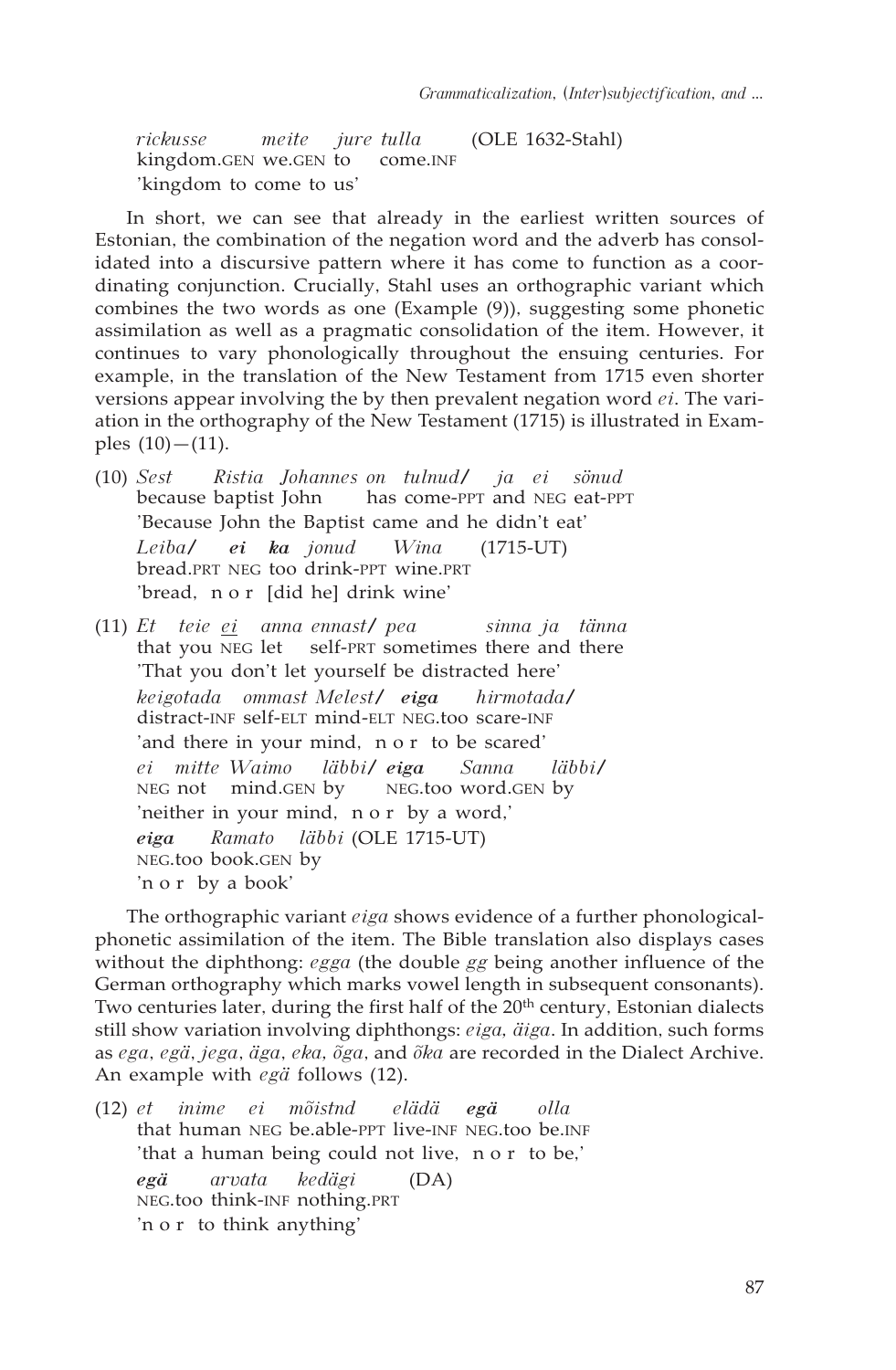*rickusse* *meite* *jure* *tulla* (OLE 1632-Stahl)
kingdom.GEN we.GEN to come.INF
'kingdom to come to us'

In short, we can see that already in the earliest written sources of Estonian, the combination of the negation word and the adverb has consolidated into a discursive pattern where it has come to function as a coordinating conjunction. Crucially, Stahl uses an orthographic variant which combines the two words as one (Example (9)), suggesting some phonetic assimilation as well as a pragmatic consolidation of the item. However, it continues to vary phonologically throughout the ensuing centuries. For example, in the translation of the New Testament from 1715 even shorter versions appear involving the by then prevalent negation word *ei*. The variation in the orthography of the New Testament (1715) is illustrated in Examples (10)—(11).

(10) *Sest* *Ristia* *Johannes* *on* *tulnud/* *ja* *ei* *sönud*
because baptist John has come-PPT and NEG eat-PPT
'Because John the Baptist came and he didn't eat'
*Leiba/* ***ei*** ***ka*** *jonud* *Wina* (1715-UT)
bread.PRT NEG too drink-PPT wine.PRT
'bread, n o r [did he] drink wine'

(11) *Et* *teie* *ei* *anna* *ennast/* *pea* *sinna* *ja* *tänna*
that you NEG let self-PRT sometimes there and there
'That you don't let yourself be distracted here'
*keigotada* *ommast* *Melest/* ***eiga*** *hirmotada/*
distract-INF self-ELT mind-ELT NEG.too scare-INF
'and there in your mind, n o r to be scared'
*ei* *mitte* *Waimo* *läbbi/* ***eiga*** *Sanna* *läbbi/*
NEG not mind.GEN by NEG.too word.GEN by
'neither in your mind, n o r by a word,'
***eiga*** *Ramato* *läbbi* (OLE 1715-UT)
NEG.too book.GEN by
'n o r by a book'

The orthographic variant *eiga* shows evidence of a further phonological-phonetic assimilation of the item. The Bible translation also displays cases without the diphthong: *egga* (the double *gg* being another influence of the German orthography which marks vowel length in subsequent consonants). Two centuries later, during the first half of the 20th century, Estonian dialects still show variation involving diphthongs: *eiga, äiga*. In addition, such forms as *ega*, *egä*, *jega*, *äga*, *eka*, *õga*, and *õka* are recorded in the Dialect Archive. An example with *egä* follows (12).

(12) *et* *inime* *ei* *mõistnd* *elädä* ***egä*** *olla*
that human NEG be.able-PPT live-INF NEG.too be.INF
'that a human being could not live, n o r to be,'
***egä*** *arvata* *kedägi* (DA)
NEG.too think-INF nothing.PRT
'n o r to think anything'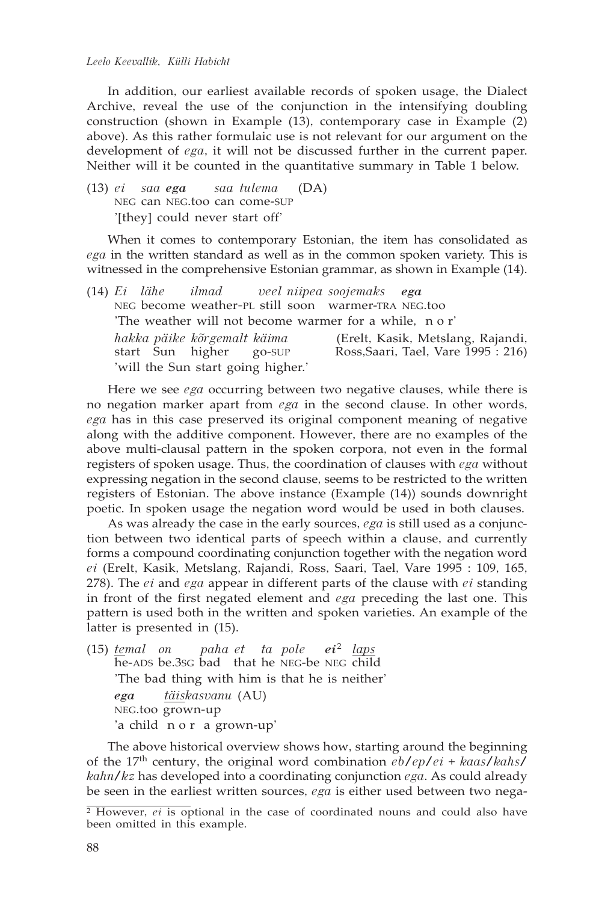In addition, our earliest available records of spoken usage, the Dialect Archive, reveal the use of the conjunction in the intensifying doubling construction (shown in Example (13), contemporary case in Example (2) above). As this rather formulaic use is not relevant for our argument on the development of *ega*, it will not be discussed further in the current paper. Neither will it be counted in the quantitative summary in Table 1 below.

(13) *ei saa* ***ega*** *saa tulema* (DA)
NEG can NEG.too can come-SUP
'[they] could never start off'

When it comes to contemporary Estonian, the item has consolidated as *ega* in the written standard as well as in the common spoken variety. This is witnessed in the comprehensive Estonian grammar, as shown in Example (14).

(14) *Ei lähe ilmad veel niipea soojemaks* ***ega***
NEG become weather-PL still soon warmer-TRA NEG.too
'The weather will not become warmer for a while, n o r'
*hakka päike kõrgemalt käima* (Erelt, Kasik, Metslang, Rajandi, Ross, Saari, Tael, Vare 1995 : 216)
start Sun higher go-SUP
'will the Sun start going higher.'

Here we see *ega* occurring between two negative clauses, while there is no negation marker apart from *ega* in the second clause. In other words, *ega* has in this case preserved its original component meaning of negative along with the additive component. However, there are no examples of the above multi-clausal pattern in the spoken corpora, not even in the formal registers of spoken usage. Thus, the coordination of clauses with *ega* without expressing negation in the second clause, seems to be restricted to the written registers of Estonian. The above instance (Example (14)) sounds downright poetic. In spoken usage the negation word would be used in both clauses.

As was already the case in the early sources, *ega* is still used as a conjunction between two identical parts of speech within a clause, and currently forms a compound coordinating conjunction together with the negation word *ei* (Erelt, Kasik, Metslang, Rajandi, Ross, Saari, Tael, Vare 1995 : 109, 165, 278). The *ei* and *ega* appear in different parts of the clause with *ei* standing in front of the first negated element and *ega* preceding the last one. This pattern is used both in the written and spoken varieties. An example of the latter is presented in (15).

(15) *temal on paha et ta pole* ***ei***[2] *laps*
he-ADS be.3SG bad that he NEG-be NEG child
'The bad thing with him is that he is neither'
***ega*** *täiskasvanu* (AU)
NEG.too grown-up
'a child n o r a grown-up'

The above historical overview shows how, starting around the beginning of the 17th century, the original word combination *eb/ep/ei + kaas/kahs/kahn/kz* has developed into a coordinating conjunction *ega*. As could already be seen in the earliest written sources, *ega* is either used between two nega-

[2] However, *ei* is optional in the case of coordinated nouns and could also have been omitted in this example.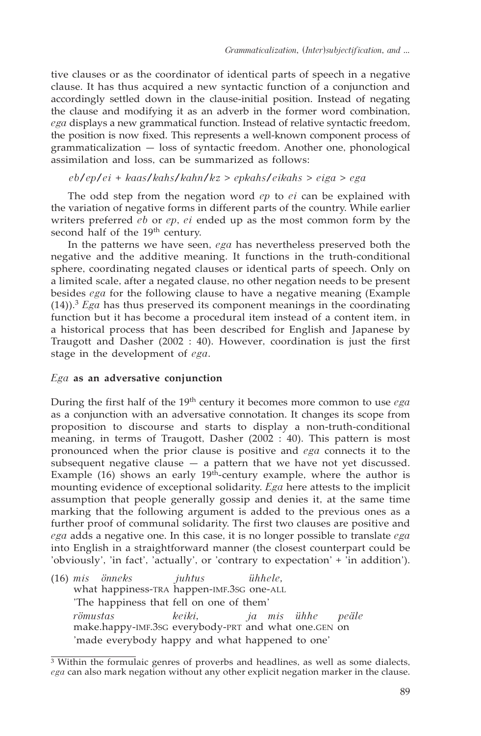tive clauses or as the coordinator of identical parts of speech in a negative clause. It has thus acquired a new syntactic function of a conjunction and accordingly settled down in the clause-initial position. Instead of negating the clause and modifying it as an adverb in the former word combination, *ega* displays a new grammatical function. Instead of relative syntactic freedom, the position is now fixed. This represents a well-known component process of grammaticalization — loss of syntactic freedom. Another one, phonological assimilation and loss, can be summarized as follows:

*eb/ep/ei + kaas/kahs/kahn/kz > epkahs/eikahs > eiga > ega*

The odd step from the negation word *ep* to *ei* can be explained with the variation of negative forms in different parts of the country. While earlier writers preferred *eb* or *ep*, *ei* ended up as the most common form by the second half of the 19th century.

In the patterns we have seen, *ega* has nevertheless preserved both the negative and the additive meaning. It functions in the truth-conditional sphere, coordinating negated clauses or identical parts of speech. Only on a limited scale, after a negated clause, no other negation needs to be present besides *ega* for the following clause to have a negative meaning (Example (14)).[3] *Ega* has thus preserved its component meanings in the coordinating function but it has become a procedural item instead of a content item, in a historical process that has been described for English and Japanese by Traugott and Dasher (2002 : 40). However, coordination is just the first stage in the development of *ega*.

### *Ega* as an adversative conjunction

During the first half of the 19th century it becomes more common to use *ega* as a conjunction with an adversative connotation. It changes its scope from proposition to discourse and starts to display a non-truth-conditional meaning, in terms of Traugott, Dasher (2002 : 40). This pattern is most pronounced when the prior clause is positive and *ega* connects it to the subsequent negative clause — a pattern that we have not yet discussed. Example (16) shows an early 19th-century example, where the author is mounting evidence of exceptional solidarity. *Ega* here attests to the implicit assumption that people generally gossip and denies it, at the same time marking that the following argument is added to the previous ones as a further proof of communal solidarity. The first two clauses are positive and *ega* adds a negative one. In this case, it is no longer possible to translate *ega* into English in a straightforward manner (the closest counterpart could be 'obviously', 'in fact', 'actually', or 'contrary to expectation' + 'in addition').

(16) *mis önneks juhtus ühhele,*
what happiness-TRA happen-IMF.3SG one-ALL
'The happiness that fell on one of them'
*römustas keiki, ja mis ühhe peäle*
make.happy-IMF.3SG everybody-PRT and what one.GEN on
'made everybody happy and what happened to one'

---

[3] Within the formulaic genres of proverbs and headlines, as well as some dialects, *ega* can also mark negation without any other explicit negation marker in the clause.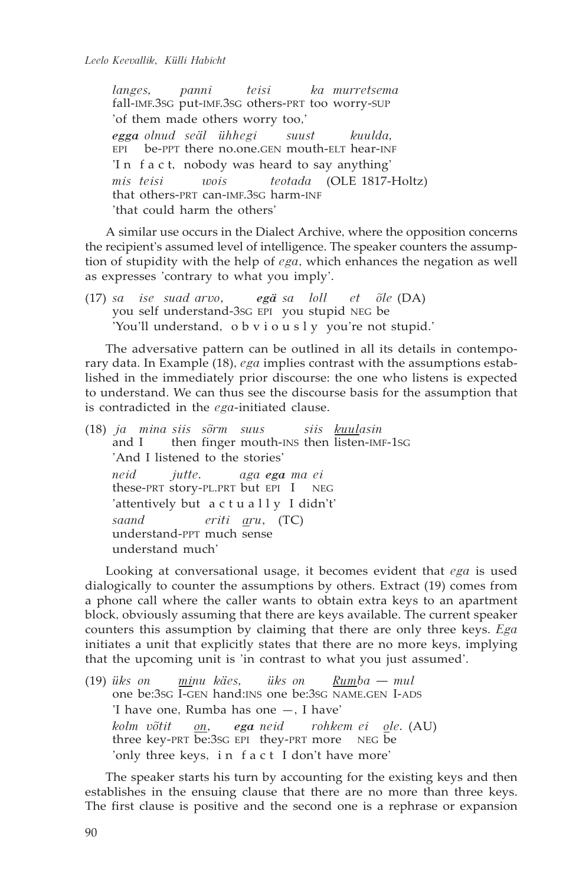*langes,* *panni* *teisi* *ka* *murretsema*
fall-IMF.3SG put-IMF.3SG others-PRT too worry-SUP
'of them made others worry too,'
***egga*** *olnud* *seäl* *ühhegi* *suust* *kuulda,*
EPI be-PPT there no.one.GEN mouth-ELT hear-INF
'I n f a c t, nobody was heard to say anything'
*mis* *teisi* *wois* *teotada* (OLE 1817-Holtz)
that others-PRT can-IMF.3SG harm-INF
'that could harm the others'

A similar use occurs in the Dialect Archive, where the opposition concerns the recipient's assumed level of intelligence. The speaker counters the assumption of stupidity with the help of *ega*, which enhances the negation as well as expresses 'contrary to what you imply'.

(17) *sa* *ise* *suad* *arvo,* ***egä*** *sa* *loll* *et* *õle* (DA)
you self understand-3SG EPI you stupid NEG be
'You'll understand, o b v i o u s l y you're not stupid.'

The adversative pattern can be outlined in all its details in contemporary data. In Example (18), *ega* implies contrast with the assumptions established in the immediately prior discourse: the one who listens is expected to understand. We can thus see the discourse basis for the assumption that is contradicted in the *ega*-initiated clause.

(18) *ja* *mina* *siis* *sõrm* *suus* *siis* *kuulasin*
and I then finger mouth-INS then listen-IMF-1SG
'And I listened to the stories'
*neid* *jutte.* *aga* ***ega*** *ma* *ei*
these-PRT story-PL.PRT but EPI I NEG
'attentively but a c t u a l l y I didn't'
*saand* *eriti* *aru,* (TC)
understand-PPT much sense
understand much'

Looking at conversational usage, it becomes evident that *ega* is used dialogically to counter the assumptions by others. Extract (19) comes from a phone call where the caller wants to obtain extra keys to an apartment block, obviously assuming that there are keys available. The current speaker counters this assumption by claiming that there are only three keys. *Ega* initiates a unit that explicitly states that there are no more keys, implying that the upcoming unit is 'in contrast to what you just assumed'.

(19) *üks* *on* *minu* *käes,* *üks* *on* *Rumba* — *mul*
one be:3SG I-GEN hand:INS one be:3SG NAME.GEN I-ADS
'I have one, Rumba has one —, I have'
*kolm* *võtit* *on,* ***ega*** *neid* *rohkem* *ei* *ole.* (AU)
three key-PRT be:3SG EPI they-PRT more NEG be
'only three keys, i n f a c t I don't have more'

The speaker starts his turn by accounting for the existing keys and then establishes in the ensuing clause that there are no more than three keys. The first clause is positive and the second one is a rephrase or expansion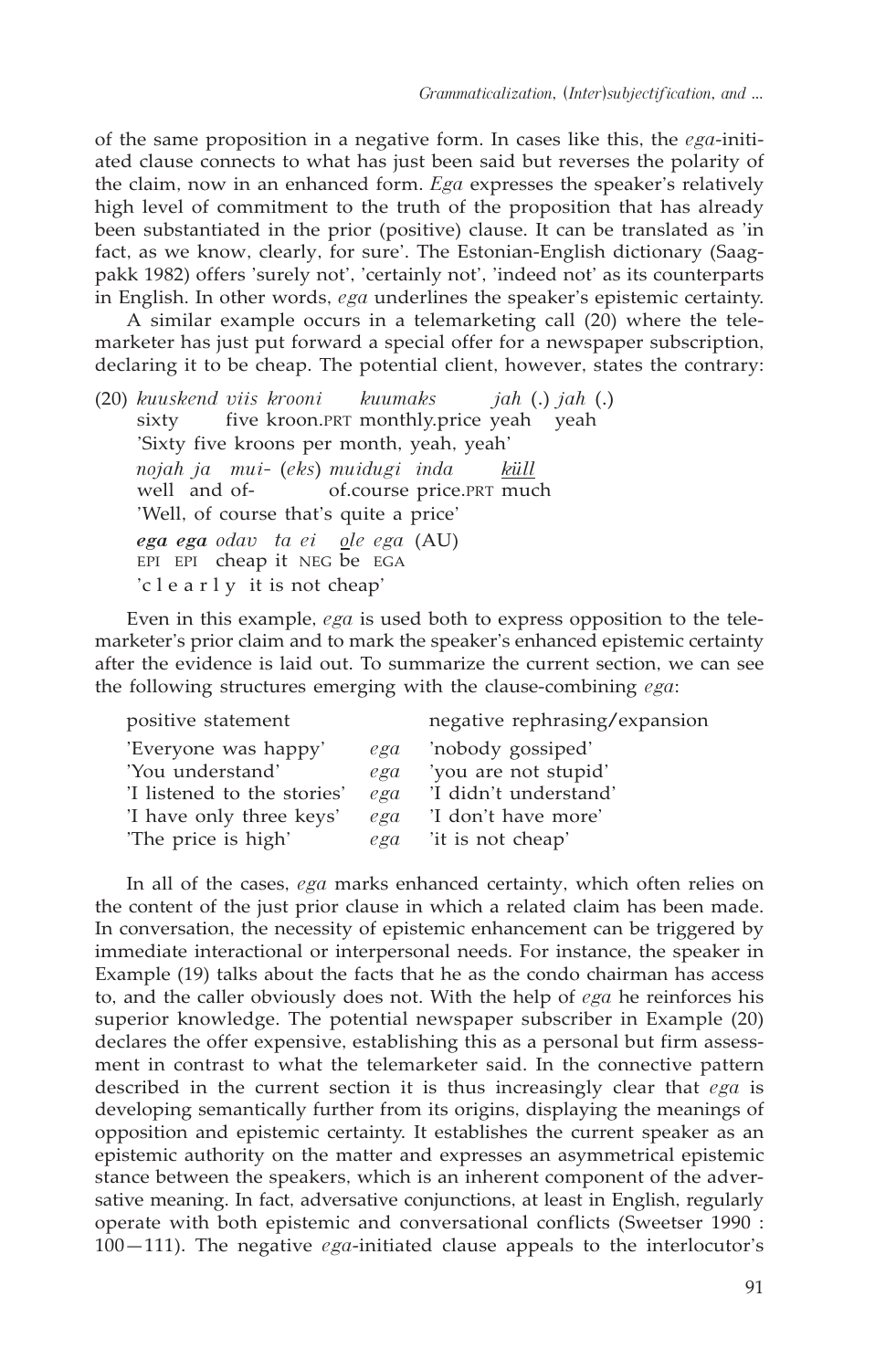of the same proposition in a negative form. In cases like this, the *ega*-initiated clause connects to what has just been said but reverses the polarity of the claim, now in an enhanced form. *Ega* expresses the speaker's relatively high level of commitment to the truth of the proposition that has already been substantiated in the prior (positive) clause. It can be translated as 'in fact, as we know, clearly, for sure'. The Estonian-English dictionary (Saagpakk 1982) offers 'surely not', 'certainly not', 'indeed not' as its counterparts in English. In other words, *ega* underlines the speaker's epistemic certainty.

A similar example occurs in a telemarketing call (20) where the telemarketer has just put forward a special offer for a newspaper subscription, declaring it to be cheap. The potential client, however, states the contrary:

(20) *kuuskend viis krooni kuumaks jah* (.) *jah* (.)
sixty five kroon.PRT monthly.price yeah yeah
'Sixty five kroons per month, yeah, yeah'
*nojah ja mui- (eks) muidugi inda küll*
well and of- of.course price.PRT much
'Well, of course that's quite a price'
***ega ega*** *odav ta ei ole ega* (AU)
EPI EPI cheap it NEG be EGA
'c l e a r l y it is not cheap'

Even in this example, *ega* is used both to express opposition to the telemarketer's prior claim and to mark the speaker's enhanced epistemic certainty after the evidence is laid out. To summarize the current section, we can see the following structures emerging with the clause-combining *ega*:

| positive statement | | negative rephrasing/expansion |
|---|---|---|
| 'Everyone was happy' | *ega* | 'nobody gossiped' |
| 'You understand' | *ega* | 'you are not stupid' |
| 'I listened to the stories' | *ega* | 'I didn't understand' |
| 'I have only three keys' | *ega* | 'I don't have more' |
| 'The price is high' | *ega* | 'it is not cheap' |

In all of the cases, *ega* marks enhanced certainty, which often relies on the content of the just prior clause in which a related claim has been made. In conversation, the necessity of epistemic enhancement can be triggered by immediate interactional or interpersonal needs. For instance, the speaker in Example (19) talks about the facts that he as the condo chairman has access to, and the caller obviously does not. With the help of *ega* he reinforces his superior knowledge. The potential newspaper subscriber in Example (20) declares the offer expensive, establishing this as a personal but firm assessment in contrast to what the telemarketer said. In the connective pattern described in the current section it is thus increasingly clear that *ega* is developing semantically further from its origins, displaying the meanings of opposition and epistemic certainty. It establishes the current speaker as an epistemic authority on the matter and expresses an asymmetrical epistemic stance between the speakers, which is an inherent component of the adversative meaning. In fact, adversative conjunctions, at least in English, regularly operate with both epistemic and conversational conflicts (Sweetser 1990 : 100—111). The negative *ega*-initiated clause appeals to the interlocutor's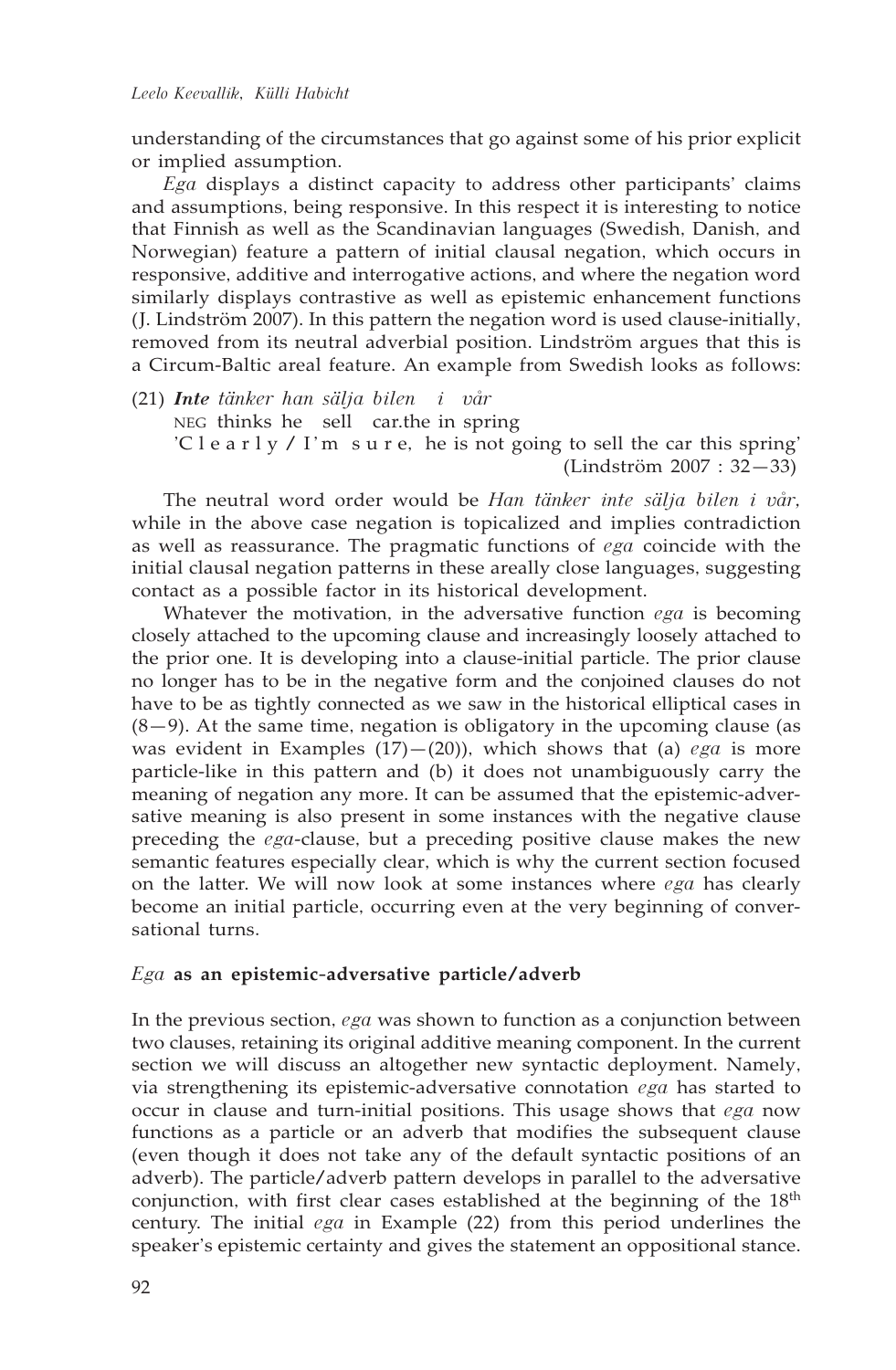understanding of the circumstances that go against some of his prior explicit or implied assumption.

*Ega* displays a distinct capacity to address other participants' claims and assumptions, being responsive. In this respect it is interesting to notice that Finnish as well as the Scandinavian languages (Swedish, Danish, and Norwegian) feature a pattern of initial clausal negation, which occurs in responsive, additive and interrogative actions, and where the negation word similarly displays contrastive as well as epistemic enhancement functions (J. Lindström 2007). In this pattern the negation word is used clause-initially, removed from its neutral adverbial position. Lindström argues that this is a Circum-Baltic areal feature. An example from Swedish looks as follows:

(21) ***Inte*** *tänker han sälja bilen i vår*
NEG thinks he sell car.the in spring
'C l e a r l y / I'm s u r e, he is not going to sell the car this spring'
(Lindström 2007 : 32—33)

The neutral word order would be *Han tänker inte sälja bilen i vår*, while in the above case negation is topicalized and implies contradiction as well as reassurance. The pragmatic functions of *ega* coincide with the initial clausal negation patterns in these areally close languages, suggesting contact as a possible factor in its historical development.

Whatever the motivation, in the adversative function *ega* is becoming closely attached to the upcoming clause and increasingly loosely attached to the prior one. It is developing into a clause-initial particle. The prior clause no longer has to be in the negative form and the conjoined clauses do not have to be as tightly connected as we saw in the historical elliptical cases in (8—9). At the same time, negation is obligatory in the upcoming clause (as was evident in Examples (17)—(20)), which shows that (a) *ega* is more particle-like in this pattern and (b) it does not unambiguously carry the meaning of negation any more. It can be assumed that the epistemic-adversative meaning is also present in some instances with the negative clause preceding the *ega*-clause, but a preceding positive clause makes the new semantic features especially clear, which is why the current section focused on the latter. We will now look at some instances where *ega* has clearly become an initial particle, occurring even at the very beginning of conversational turns.

### *Ega* as an epistemic-adversative particle/adverb

In the previous section, *ega* was shown to function as a conjunction between two clauses, retaining its original additive meaning component. In the current section we will discuss an altogether new syntactic deployment. Namely, via strengthening its epistemic-adversative connotation *ega* has started to occur in clause and turn-initial positions. This usage shows that *ega* now functions as a particle or an adverb that modifies the subsequent clause (even though it does not take any of the default syntactic positions of an adverb). The particle/adverb pattern develops in parallel to the adversative conjunction, with first clear cases established at the beginning of the 18th century. The initial *ega* in Example (22) from this period underlines the speaker's epistemic certainty and gives the statement an oppositional stance.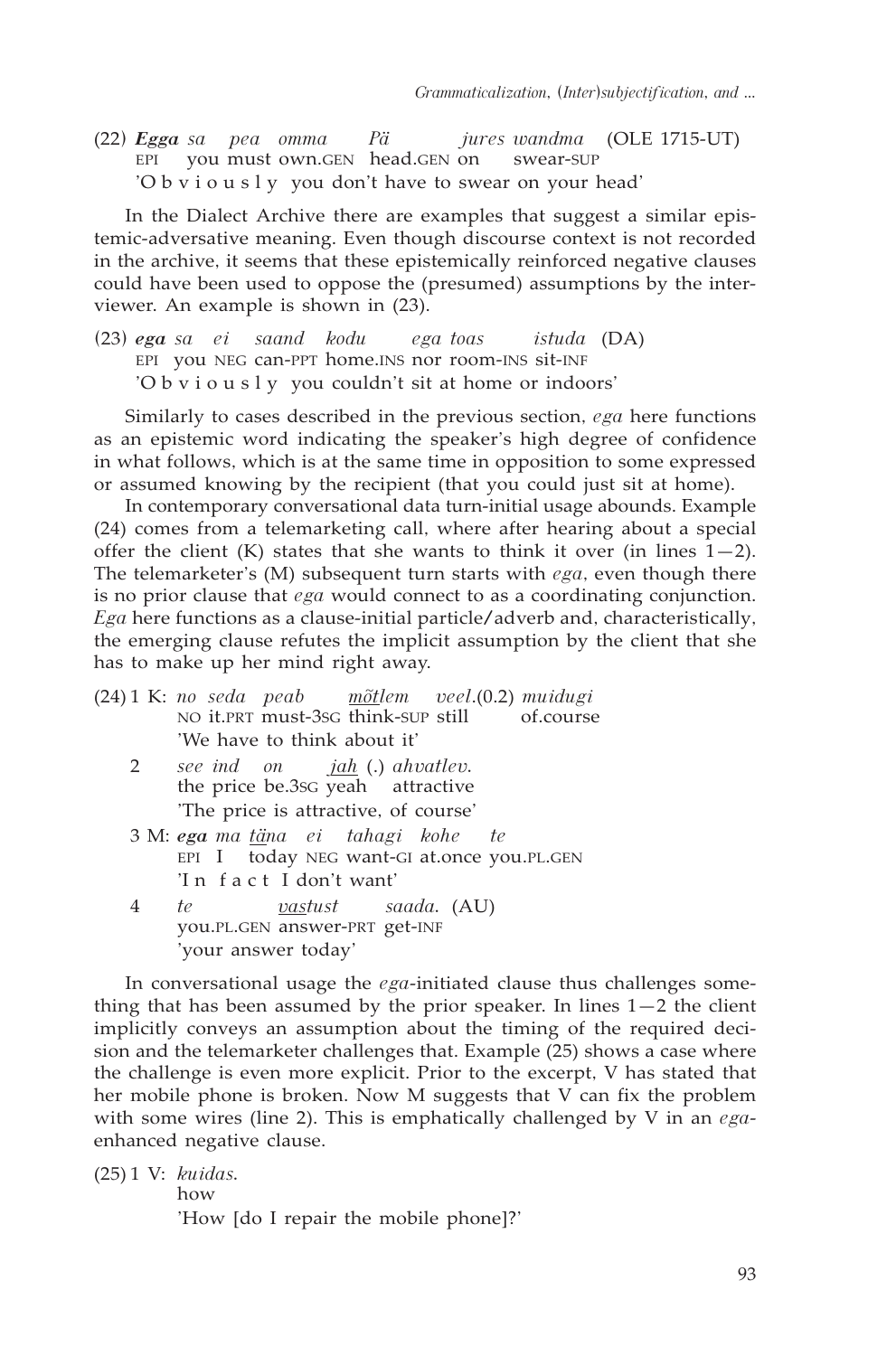(22) ***Egga*** *sa pea omma Pä jures wandma* (OLE 1715-UT)
EPI you must own.GEN head.GEN on swear-SUP
'O b v i o u s l y you don't have to swear on your head'

In the Dialect Archive there are examples that suggest a similar epistemic-adversative meaning. Even though discourse context is not recorded in the archive, it seems that these epistemically reinforced negative clauses could have been used to oppose the (presumed) assumptions by the interviewer. An example is shown in (23).

(23) ***ega*** *sa ei saand kodu ega toas istuda* (DA)
EPI you NEG can-PPT home.INS nor room-INS sit-INF
'O b v i o u s l y you couldn't sit at home or indoors'

Similarly to cases described in the previous section, *ega* here functions as an epistemic word indicating the speaker's high degree of confidence in what follows, which is at the same time in opposition to some expressed or assumed knowing by the recipient (that you could just sit at home).

In contemporary conversational data turn-initial usage abounds. Example (24) comes from a telemarketing call, where after hearing about a special offer the client (K) states that she wants to think it over (in lines 1—2). The telemarketer's (M) subsequent turn starts with *ega*, even though there is no prior clause that *ega* would connect to as a coordinating conjunction. *Ega* here functions as a clause-initial particle/adverb and, characteristically, the emerging clause refutes the implicit assumption by the client that she has to make up her mind right away.

(24) 1 K: *no seda peab <u>mõt</u>lem veel*.(0.2) *muidugi*
NO it.PRT must-3SG think-SUP still of.course
'We have to think about it'

2 *see ind on <u>jah</u>* (.) *ahvatlev*.
the price be.3SG yeah attractive
'The price is attractive, of course'

3 M: ***ega*** *ma <u>tä</u>na ei tahagi kohe te*
EPI I today NEG want-GI at.once you.PL.GEN
'I n f a c t I don't want'

4 *te <u>vas</u>tust saada*. (AU)
you.PL.GEN answer-PRT get-INF
'your answer today'

In conversational usage the *ega*-initiated clause thus challenges something that has been assumed by the prior speaker. In lines 1—2 the client implicitly conveys an assumption about the timing of the required decision and the telemarketer challenges that. Example (25) shows a case where the challenge is even more explicit. Prior to the excerpt, V has stated that her mobile phone is broken. Now M suggests that V can fix the problem with some wires (line 2). This is emphatically challenged by V in an *ega*-enhanced negative clause.

(25) 1 V: *kuidas*.
how
'How [do I repair the mobile phone]?'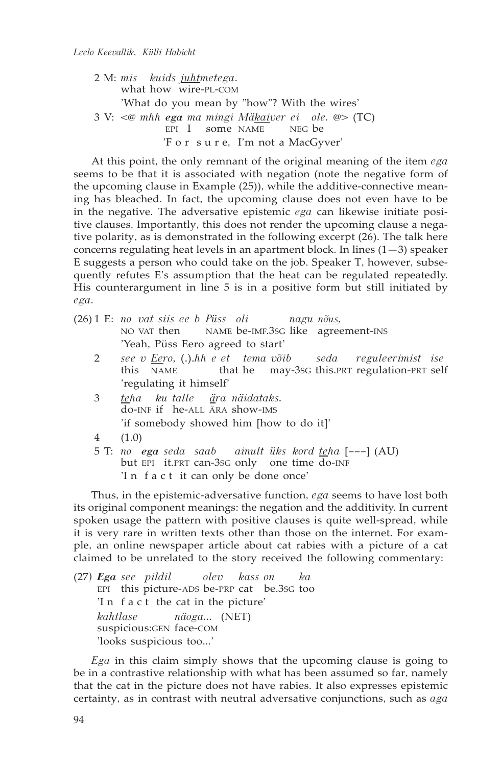2 M: *mis kuids juhtmetega.*
what how wire-PL-COM
'What do you mean by "how"? With the wires'

3 V: *<@ mhh **ega** ma mingi Mäkaiver ei ole. @>* (TC)
EPI I some NAME NEG be
'F o r s u r e, I'm not a MacGyver'

At this point, the only remnant of the original meaning of the item *ega* seems to be that it is associated with negation (note the negative form of the upcoming clause in Example (25)), while the additive-connective meaning has bleached. In fact, the upcoming clause does not even have to be in the negative. The adversative epistemic *ega* can likewise initiate positive clauses. Importantly, this does not render the upcoming clause a negative polarity, as is demonstrated in the following excerpt (26). The talk here concerns regulating heat levels in an apartment block. In lines (1—3) speaker E suggests a person who could take on the job. Speaker T, however, subsequently refutes E's assumption that the heat can be regulated repeatedly. His counterargument in line 5 is in a positive form but still initiated by *ega*.

(26) 1 E: *no vat siis ee b Püss oli nagu nõus,*
NO VAT then NAME be-IMF.3SG like agreement-INS
'Yeah, Püss Eero agreed to start'

2 *see v Eero, (.).hh e et tema võib seda reguleerimist ise*
this NAME that he may-3SG this.PRT regulation-PRT self
'regulating it himself'

3 *teha ku talle ära näidataks.*
do-INF if he-ALL ÄRA show-IMS
'if somebody showed him [how to do it]'

4 (1.0)

5 T: *no **ega** seda saab ainult üks kord teha* [---] (AU)
but EPI it.PRT can-3SG only one time do-INF
'I n f a c t it can only be done once'

Thus, in the epistemic-adversative function, *ega* seems to have lost both its original component meanings: the negation and the additivity. In current spoken usage the pattern with positive clauses is quite well-spread, while it is very rare in written texts other than those on the internet. For example, an online newspaper article about cat rabies with a picture of a cat claimed to be unrelated to the story received the following commentary:

(27) ***Ega** see pildil olev kass on ka*
EPI this picture-ADS be-PRP cat be.3SG too
'I n f a c t the cat in the picture'
*kahtlase näoga...* (NET)
suspicious:GEN face-COM
'looks suspicious too...'

*Ega* in this claim simply shows that the upcoming clause is going to be in a contrastive relationship with what has been assumed so far, namely that the cat in the picture does not have rabies. It also expresses epistemic certainty, as in contrast with neutral adversative conjunctions, such as *aga*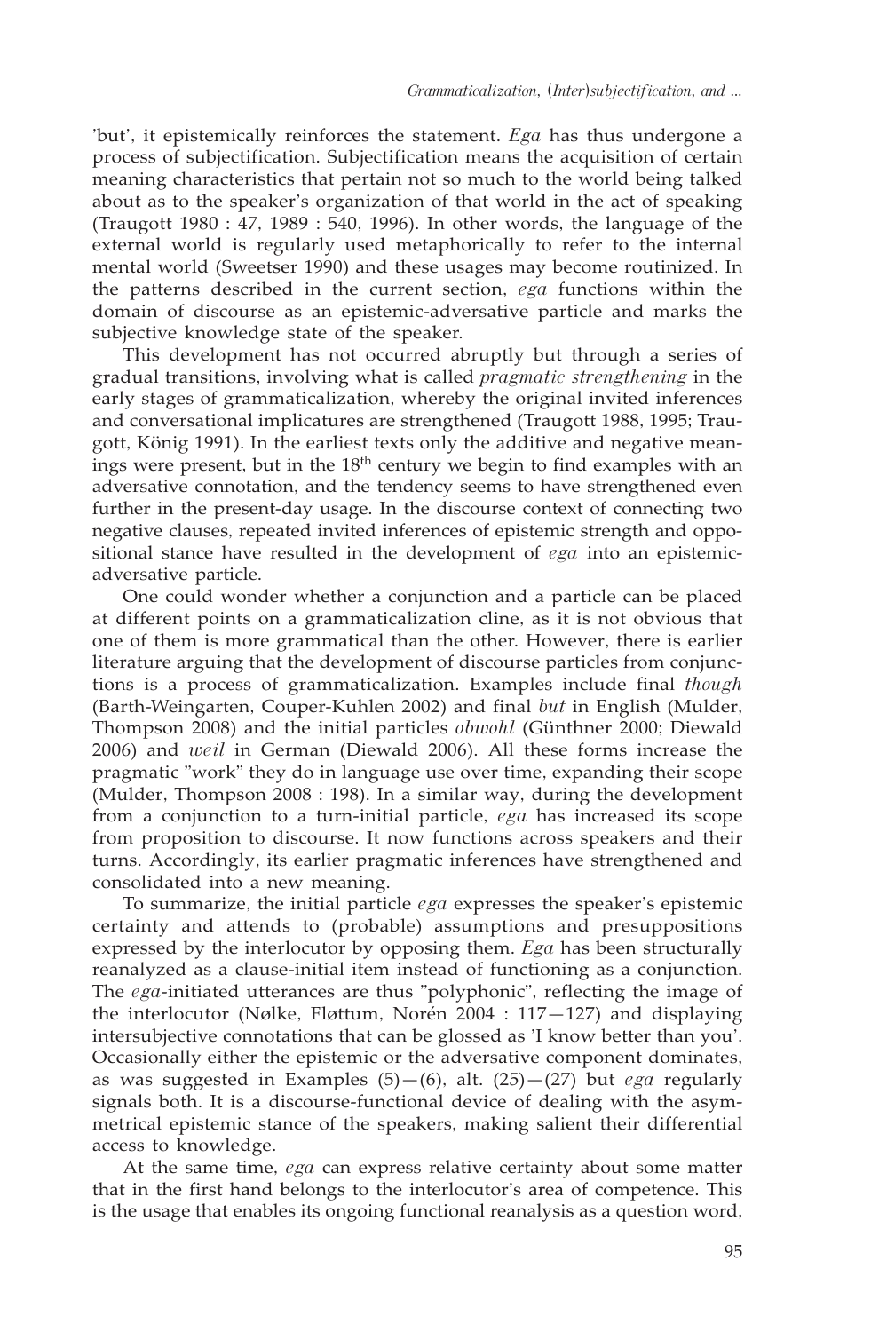'but', it epistemically reinforces the statement. *Ega* has thus undergone a process of subjectification. Subjectification means the acquisition of certain meaning characteristics that pertain not so much to the world being talked about as to the speaker's organization of that world in the act of speaking (Traugott 1980 : 47, 1989 : 540, 1996). In other words, the language of the external world is regularly used metaphorically to refer to the internal mental world (Sweetser 1990) and these usages may become routinized. In the patterns described in the current section, *ega* functions within the domain of discourse as an epistemic-adversative particle and marks the subjective knowledge state of the speaker.

This development has not occurred abruptly but through a series of gradual transitions, involving what is called *pragmatic strengthening* in the early stages of grammaticalization, whereby the original invited inferences and conversational implicatures are strengthened (Traugott 1988, 1995; Traugott, König 1991). In the earliest texts only the additive and negative meanings were present, but in the 18th century we begin to find examples with an adversative connotation, and the tendency seems to have strengthened even further in the present-day usage. In the discourse context of connecting two negative clauses, repeated invited inferences of epistemic strength and oppositional stance have resulted in the development of *ega* into an epistemic-adversative particle.

One could wonder whether a conjunction and a particle can be placed at different points on a grammaticalization cline, as it is not obvious that one of them is more grammatical than the other. However, there is earlier literature arguing that the development of discourse particles from conjunctions is a process of grammaticalization. Examples include final *though* (Barth-Weingarten, Couper-Kuhlen 2002) and final *but* in English (Mulder, Thompson 2008) and the initial particles *obwohl* (Günthner 2000; Diewald 2006) and *weil* in German (Diewald 2006). All these forms increase the pragmatic "work" they do in language use over time, expanding their scope (Mulder, Thompson 2008 : 198). In a similar way, during the development from a conjunction to a turn-initial particle, *ega* has increased its scope from proposition to discourse. It now functions across speakers and their turns. Accordingly, its earlier pragmatic inferences have strengthened and consolidated into a new meaning.

To summarize, the initial particle *ega* expresses the speaker's epistemic certainty and attends to (probable) assumptions and presuppositions expressed by the interlocutor by opposing them. *Ega* has been structurally reanalyzed as a clause-initial item instead of functioning as a conjunction. The *ega*-initiated utterances are thus "polyphonic", reflecting the image of the interlocutor (Nølke, Fløttum, Norén 2004 : 117—127) and displaying intersubjective connotations that can be glossed as 'I know better than you'. Occasionally either the epistemic or the adversative component dominates, as was suggested in Examples (5)—(6), alt. (25)—(27) but *ega* regularly signals both. It is a discourse-functional device of dealing with the asymmetrical epistemic stance of the speakers, making salient their differential access to knowledge.

At the same time, *ega* can express relative certainty about some matter that in the first hand belongs to the interlocutor's area of competence. This is the usage that enables its ongoing functional reanalysis as a question word,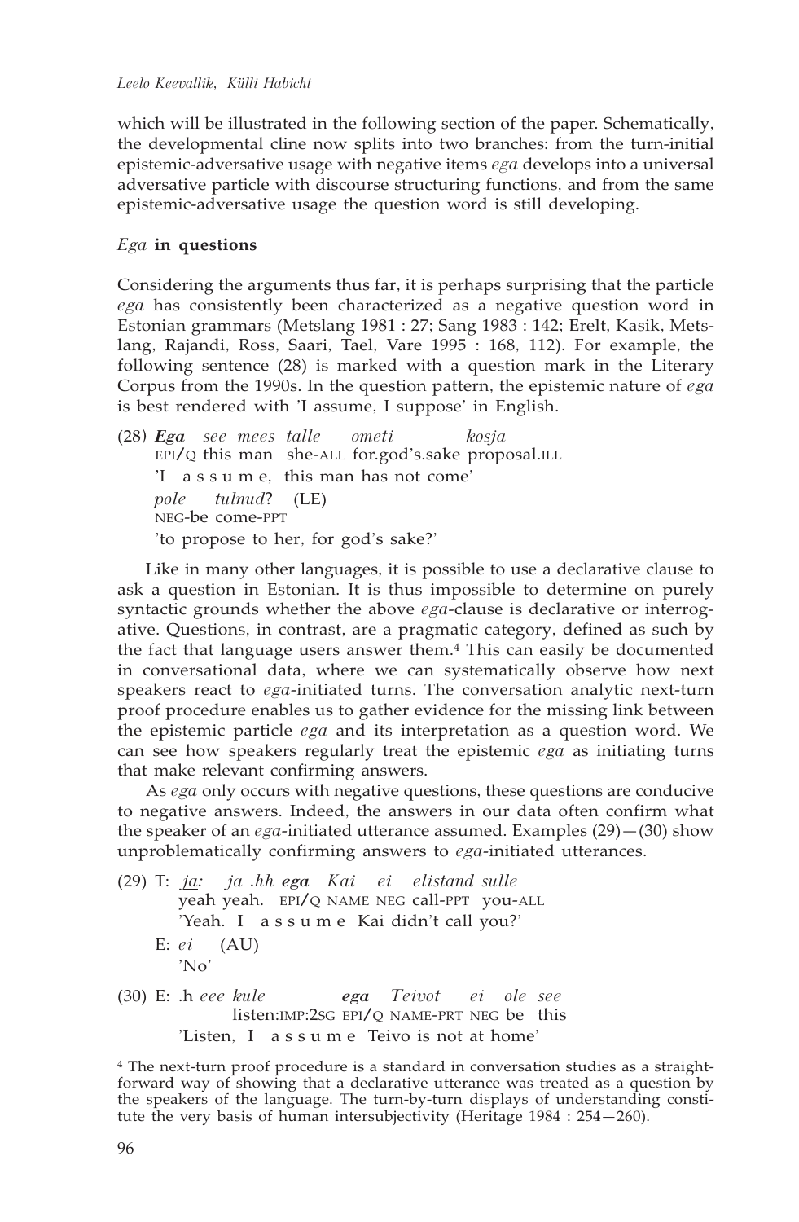which will be illustrated in the following section of the paper. Schematically, the developmental cline now splits into two branches: from the turn-initial epistemic-adversative usage with negative items *ega* develops into a universal adversative particle with discourse structuring functions, and from the same epistemic-adversative usage the question word is still developing.

### *Ega* in questions

Considering the arguments thus far, it is perhaps surprising that the particle *ega* has consistently been characterized as a negative question word in Estonian grammars (Metslang 1981 : 27; Sang 1983 : 142; Erelt, Kasik, Metslang, Rajandi, Ross, Saari, Tael, Vare 1995 : 168, 112). For example, the following sentence (28) is marked with a question mark in the Literary Corpus from the 1990s. In the question pattern, the epistemic nature of *ega* is best rendered with 'I assume, I suppose' in English.

(28) ***Ega*** *see mees talle ometi kosja*
EPI/Q this man she-ALL for.god's.sake proposal.ILL
'I a s s u m e, this man has not come'
*pole tulnud*? (LE)
NEG-be come-PPT
'to propose to her, for god's sake?'

Like in many other languages, it is possible to use a declarative clause to ask a question in Estonian. It is thus impossible to determine on purely syntactic grounds whether the above *ega*-clause is declarative or interrogative. Questions, in contrast, are a pragmatic category, defined as such by the fact that language users answer them.[4] This can easily be documented in conversational data, where we can systematically observe how next speakers react to *ega*-initiated turns. The conversation analytic next-turn proof procedure enables us to gather evidence for the missing link between the epistemic particle *ega* and its interpretation as a question word. We can see how speakers regularly treat the epistemic *ega* as initiating turns that make relevant confirming answers.

As *ega* only occurs with negative questions, these questions are conducive to negative answers. Indeed, the answers in our data often confirm what the speaker of an *ega*-initiated utterance assumed. Examples (29)—(30) show unproblematically confirming answers to *ega*-initiated utterances.

(29) T: *ja: ja .hh* ***ega*** *Kai ei elistand sulle*
yeah yeah. EPI/Q NAME NEG call-PPT you-ALL
'Yeah. I a s s u m e Kai didn't call you?'
E: *ei* (AU)
'No'

(30) E: .h *eee kule* ***ega*** *Teivot ei ole see*
listen:IMP:2SG EPI/Q NAME-PRT NEG be this
'Listen, I a s s u m e Teivo is not at home'

[4] The next-turn proof procedure is a standard in conversation studies as a straightforward way of showing that a declarative utterance was treated as a question by the speakers of the language. The turn-by-turn displays of understanding constitute the very basis of human intersubjectivity (Heritage 1984 : 254—260).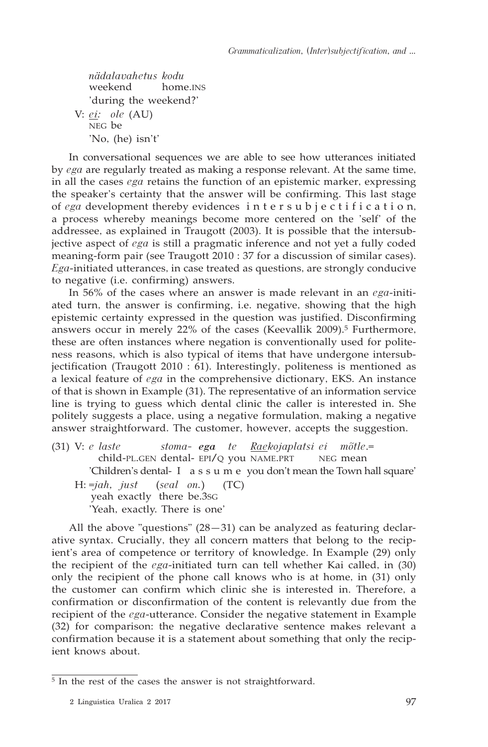*nädalavahetus kodu*
weekend home.INS
'during the weekend?'

V: *ei: ole* (AU)
NEG be
'No, (he) isn't'

In conversational sequences we are able to see how utterances initiated by *ega* are regularly treated as making a response relevant. At the same time, in all the cases *ega* retains the function of an epistemic marker, expressing the speaker's certainty that the answer will be confirming. This last stage of *ega* development thereby evidences intersubjectification, a process whereby meanings become more centered on the 'self' of the addressee, as explained in Traugott (2003). It is possible that the intersubjective aspect of *ega* is still a pragmatic inference and not yet a fully coded meaning-form pair (see Traugott 2010 : 37 for a discussion of similar cases). *Ega*-initiated utterances, in case treated as questions, are strongly conducive to negative (i.e. confirming) answers.

In 56% of the cases where an answer is made relevant in an *ega*-initiated turn, the answer is confirming, i.e. negative, showing that the high epistemic certainty expressed in the question was justified. Disconfirming answers occur in merely 22% of the cases (Keevallik 2009).[5] Furthermore, these are often instances where negation is conventionally used for politeness reasons, which is also typical of items that have undergone intersubjectification (Traugott 2010 : 61). Interestingly, politeness is mentioned as a lexical feature of *ega* in the comprehensive dictionary, EKS. An instance of that is shown in Example (31). The representative of an information service line is trying to guess which dental clinic the caller is interested in. She politely suggests a place, using a negative formulation, making a negative answer straightforward. The customer, however, accepts the suggestion.

(31) V: *e laste stoma- **ega** te Raekojaplatsi ei mõtle*.=
child-PL.GEN dental- EPI/Q you NAME.PRT NEG mean
'Children's dental- I assume you don't mean the Town hall square'

H: =*jah, just (seal on.)* (TC)
yeah exactly there be.3SG
'Yeah, exactly. There is one'

All the above "questions" (28—31) can be analyzed as featuring declarative syntax. Crucially, they all concern matters that belong to the recipient's area of competence or territory of knowledge. In Example (29) only the recipient of the *ega*-initiated turn can tell whether Kai called, in (30) only the recipient of the phone call knows who is at home, in (31) only the customer can confirm which clinic she is interested in. Therefore, a confirmation or disconfirmation of the content is relevantly due from the recipient of the *ega*-utterance. Consider the negative statement in Example (32) for comparison: the negative declarative sentence makes relevant a confirmation because it is a statement about something that only the recipient knows about.

[5] In the rest of the cases the answer is not straightforward.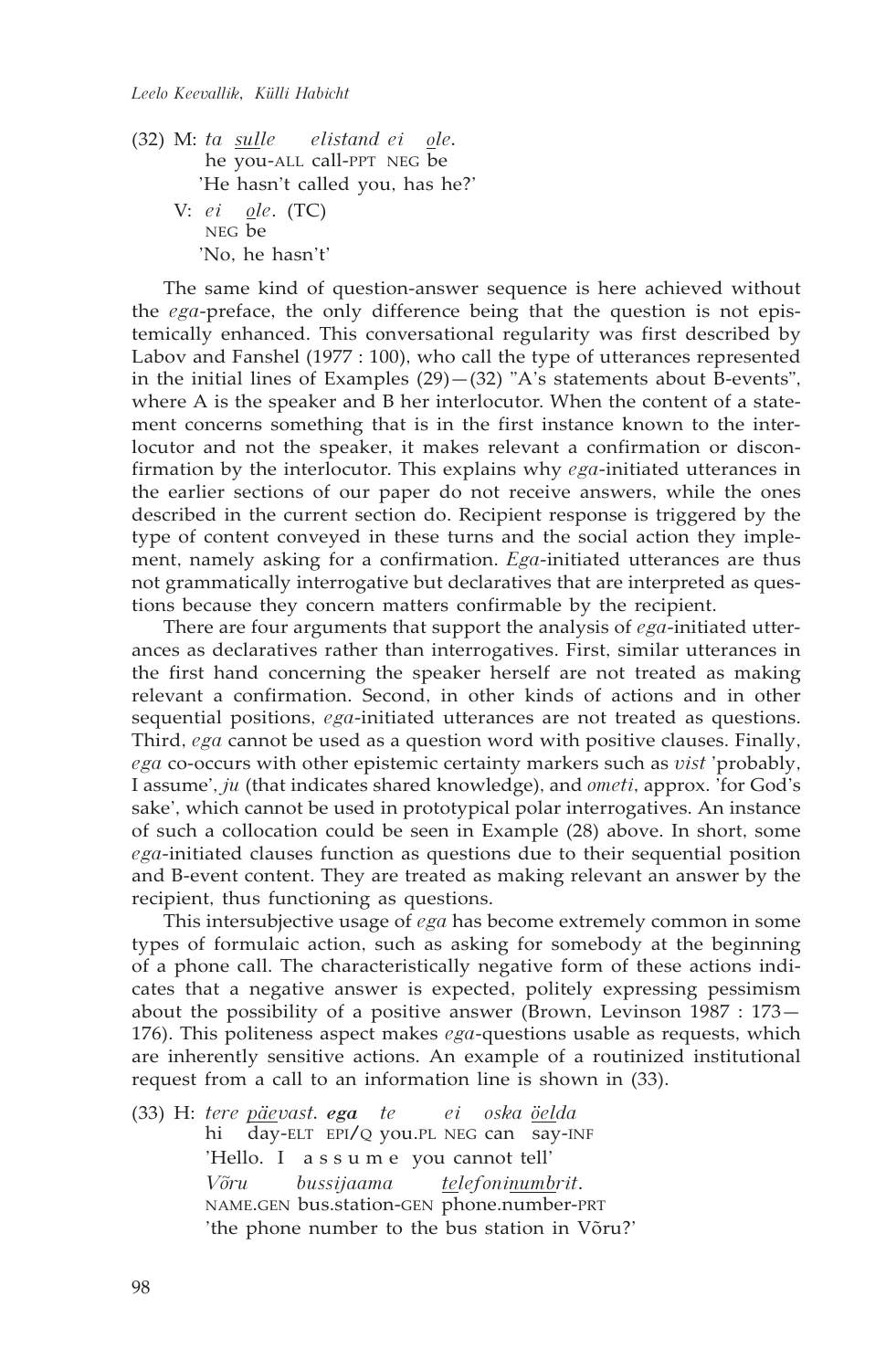(32) M: *ta sulle elistand ei ole.*
he you-ALL call-PPT NEG be
'He hasn't called you, has he?'

V: *ei ole.* (TC)
NEG be
'No, he hasn't'

The same kind of question-answer sequence is here achieved without the *ega*-preface, the only difference being that the question is not epistemically enhanced. This conversational regularity was first described by Labov and Fanshel (1977 : 100), who call the type of utterances represented in the initial lines of Examples (29)—(32) "A's statements about B-events", where A is the speaker and B her interlocutor. When the content of a statement concerns something that is in the first instance known to the interlocutor and not the speaker, it makes relevant a confirmation or disconfirmation by the interlocutor. This explains why *ega*-initiated utterances in the earlier sections of our paper do not receive answers, while the ones described in the current section do. Recipient response is triggered by the type of content conveyed in these turns and the social action they implement, namely asking for a confirmation. *Ega*-initiated utterances are thus not grammatically interrogative but declaratives that are interpreted as questions because they concern matters confirmable by the recipient.

There are four arguments that support the analysis of *ega*-initiated utterances as declaratives rather than interrogatives. First, similar utterances in the first hand concerning the speaker herself are not treated as making relevant a confirmation. Second, in other kinds of actions and in other sequential positions, *ega*-initiated utterances are not treated as questions. Third, *ega* cannot be used as a question word with positive clauses. Finally, *ega* co-occurs with other epistemic certainty markers such as *vist* 'probably, I assume', *ju* (that indicates shared knowledge), and *ometi*, approx. 'for God's sake', which cannot be used in prototypical polar interrogatives. An instance of such a collocation could be seen in Example (28) above. In short, some *ega*-initiated clauses function as questions due to their sequential position and B-event content. They are treated as making relevant an answer by the recipient, thus functioning as questions.

This intersubjective usage of *ega* has become extremely common in some types of formulaic action, such as asking for somebody at the beginning of a phone call. The characteristically negative form of these actions indicates that a negative answer is expected, politely expressing pessimism about the possibility of a positive answer (Brown, Levinson 1987 : 173—176). This politeness aspect makes *ega*-questions usable as requests, which are inherently sensitive actions. An example of a routinized institutional request from a call to an information line is shown in (33).

(33) H: *tere päevast. **ega** te ei oska öelda*
hi day-ELT EPI/Q you.PL NEG can say-INF
'Hello. I a s s u m e you cannot tell'
*Võru bussijaama telefoninumbrit.*
NAME.GEN bus.station-GEN phone.number-PRT
'the phone number to the bus station in Võru?'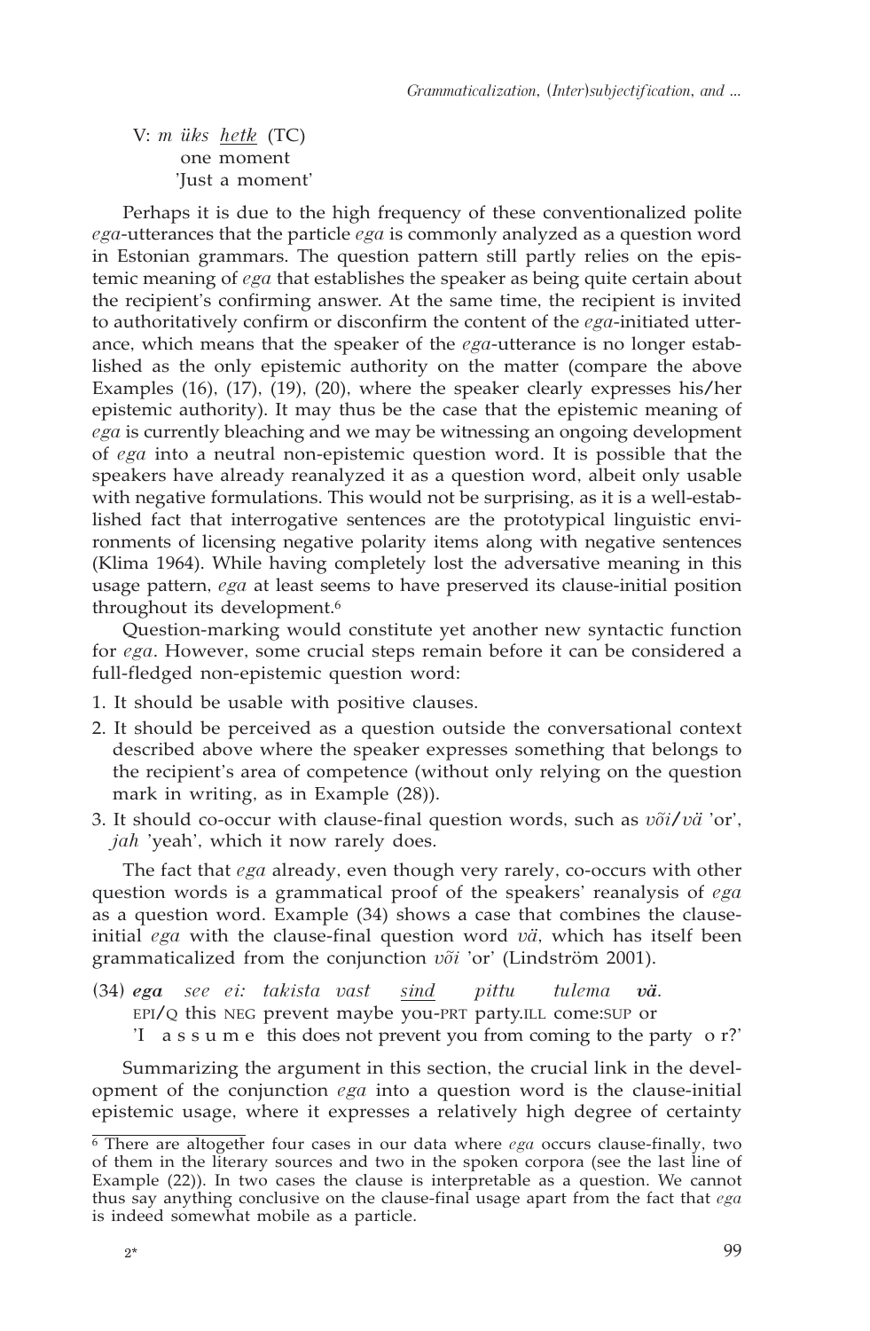V: *m üks hetk* (TC)
 one moment
 'Just a moment'

Perhaps it is due to the high frequency of these conventionalized polite *ega*-utterances that the particle *ega* is commonly analyzed as a question word in Estonian grammars. The question pattern still partly relies on the epistemic meaning of *ega* that establishes the speaker as being quite certain about the recipient's confirming answer. At the same time, the recipient is invited to authoritatively confirm or disconfirm the content of the *ega*-initiated utterance, which means that the speaker of the *ega*-utterance is no longer established as the only epistemic authority on the matter (compare the above Examples (16), (17), (19), (20), where the speaker clearly expresses his/her epistemic authority). It may thus be the case that the epistemic meaning of *ega* is currently bleaching and we may be witnessing an ongoing development of *ega* into a neutral non-epistemic question word. It is possible that the speakers have already reanalyzed it as a question word, albeit only usable with negative formulations. This would not be surprising, as it is a well-established fact that interrogative sentences are the prototypical linguistic environments of licensing negative polarity items along with negative sentences (Klima 1964). While having completely lost the adversative meaning in this usage pattern, *ega* at least seems to have preserved its clause-initial position throughout its development.[6]

Question-marking would constitute yet another new syntactic function for *ega*. However, some crucial steps remain before it can be considered a full-fledged non-epistemic question word:

1. It should be usable with positive clauses.
2. It should be perceived as a question outside the conversational context described above where the speaker expresses something that belongs to the recipient's area of competence (without only relying on the question mark in writing, as in Example (28)).
3. It should co-occur with clause-final question words, such as *või/vä* 'or', *jah* 'yeah', which it now rarely does.

The fact that *ega* already, even though very rarely, co-occurs with other question words is a grammatical proof of the speakers' reanalysis of *ega* as a question word. Example (34) shows a case that combines the clause-initial *ega* with the clause-final question word *vä*, which has itself been grammaticalized from the conjunction *või* 'or' (Lindström 2001).

(34) ***ega*** *see ei: takista vast sind pittu tulema* ***vä***.
 EPI/Q this NEG prevent maybe you-PRT party.ILL come:SUP or
 'I assume this does not prevent you from coming to the party or?'

Summarizing the argument in this section, the crucial link in the development of the conjunction *ega* into a question word is the clause-initial epistemic usage, where it expresses a relatively high degree of certainty

[6] There are altogether four cases in our data where *ega* occurs clause-finally, two of them in the literary sources and two in the spoken corpora (see the last line of Example (22)). In two cases the clause is interpretable as a question. We cannot thus say anything conclusive on the clause-final usage apart from the fact that *ega* is indeed somewhat mobile as a particle.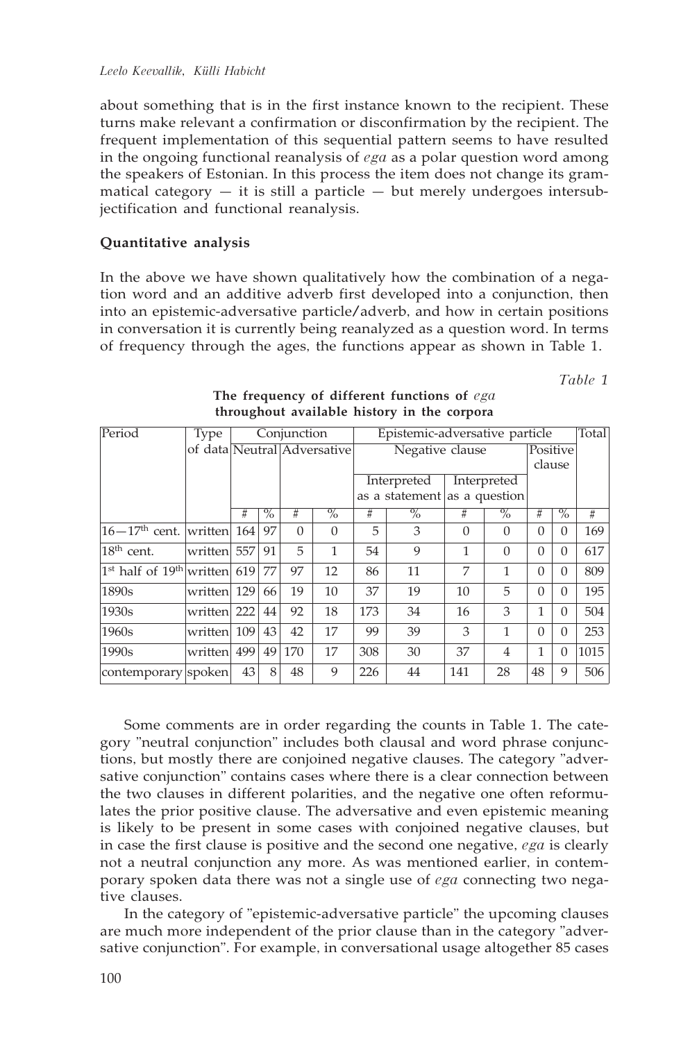about something that is in the first instance known to the recipient. These turns make relevant a confirmation or disconfirmation by the recipient. The frequent implementation of this sequential pattern seems to have resulted in the ongoing functional reanalysis of *ega* as a polar question word among the speakers of Estonian. In this process the item does not change its grammatical category — it is still a particle — but merely undergoes intersubjectification and functional reanalysis.

**Quantitative analysis**

In the above we have shown qualitatively how the combination of a negation word and an additive adverb first developed into a conjunction, then into an epistemic-adversative particle/adverb, and how in certain positions in conversation it is currently being reanalyzed as a question word. In terms of frequency through the ages, the functions appear as shown in Table 1.

*Table 1*

**The frequency of different functions of *ega* throughout available history in the corpora**

| Period | Type of data | Conjunction | | | | Epistemic-adversative particle | | | | | | Total |
|---|---|---|---|---|---|---|---|---|---|---|---|---|
| | | Neutral | | Adversative | | Negative clause | | | | Positive clause | | |
| | | | | | | Interpreted as a statement | | Interpreted as a question | | | | |
| | | # | % | # | % | # | % | # | % | # | % | # |
| 16—17th cent. | written | 164 | 97 | 0 | 0 | 5 | 3 | 0 | 0 | 0 | 0 | 169 |
| 18th cent. | written | 557 | 91 | 5 | 1 | 54 | 9 | 1 | 0 | 0 | 0 | 617 |
| 1st half of 19th | written | 619 | 77 | 97 | 12 | 86 | 11 | 7 | 1 | 0 | 0 | 809 |
| 1890s | written | 129 | 66 | 19 | 10 | 37 | 19 | 10 | 5 | 0 | 0 | 195 |
| 1930s | written | 222 | 44 | 92 | 18 | 173 | 34 | 16 | 3 | 1 | 0 | 504 |
| 1960s | written | 109 | 43 | 42 | 17 | 99 | 39 | 3 | 1 | 0 | 0 | 253 |
| 1990s | written | 499 | 49 | 170 | 17 | 308 | 30 | 37 | 4 | 1 | 0 | 1015 |
| contemporary | spoken | 43 | 8 | 48 | 9 | 226 | 44 | 141 | 28 | 48 | 9 | 506 |

Some comments are in order regarding the counts in Table 1. The category "neutral conjunction" includes both clausal and word phrase conjunctions, but mostly there are conjoined negative clauses. The category "adversative conjunction" contains cases where there is a clear connection between the two clauses in different polarities, and the negative one often reformulates the prior positive clause. The adversative and even epistemic meaning is likely to be present in some cases with conjoined negative clauses, but in case the first clause is positive and the second one negative, *ega* is clearly not a neutral conjunction any more. As was mentioned earlier, in contemporary spoken data there was not a single use of *ega* connecting two negative clauses.

In the category of "epistemic-adversative particle" the upcoming clauses are much more independent of the prior clause than in the category "adversative conjunction". For example, in conversational usage altogether 85 cases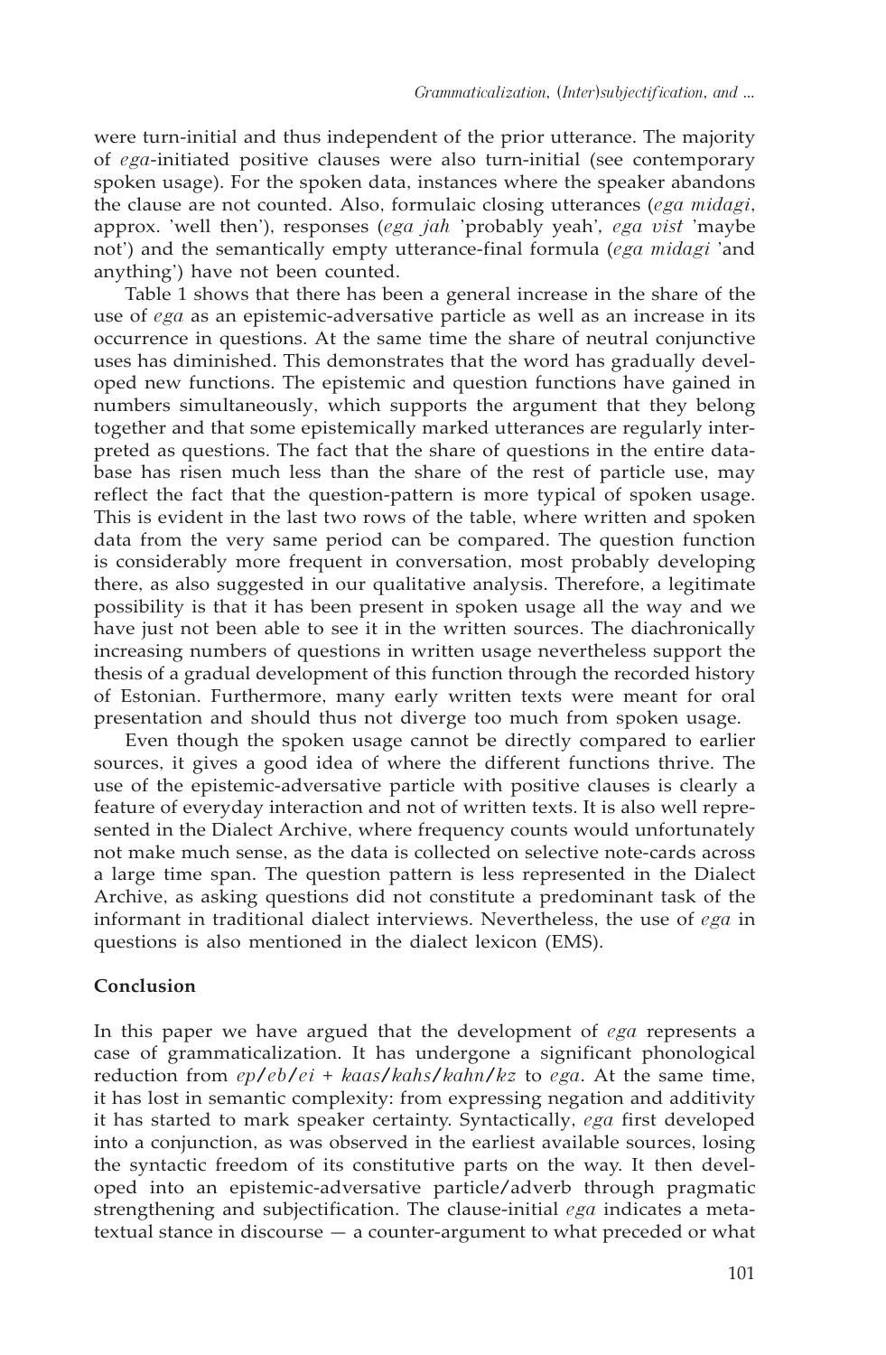were turn-initial and thus independent of the prior utterance. The majority of *ega*-initiated positive clauses were also turn-initial (see contemporary spoken usage). For the spoken data, instances where the speaker abandons the clause are not counted. Also, formulaic closing utterances (*ega midagi*, approx. 'well then'), responses (*ega jah* 'probably yeah', *ega vist* 'maybe not') and the semantically empty utterance-final formula (*ega midagi* 'and anything') have not been counted.

Table 1 shows that there has been a general increase in the share of the use of *ega* as an epistemic-adversative particle as well as an increase in its occurrence in questions. At the same time the share of neutral conjunctive uses has diminished. This demonstrates that the word has gradually developed new functions. The epistemic and question functions have gained in numbers simultaneously, which supports the argument that they belong together and that some epistemically marked utterances are regularly interpreted as questions. The fact that the share of questions in the entire database has risen much less than the share of the rest of particle use, may reflect the fact that the question-pattern is more typical of spoken usage. This is evident in the last two rows of the table, where written and spoken data from the very same period can be compared. The question function is considerably more frequent in conversation, most probably developing there, as also suggested in our qualitative analysis. Therefore, a legitimate possibility is that it has been present in spoken usage all the way and we have just not been able to see it in the written sources. The diachronically increasing numbers of questions in written usage nevertheless support the thesis of a gradual development of this function through the recorded history of Estonian. Furthermore, many early written texts were meant for oral presentation and should thus not diverge too much from spoken usage.

Even though the spoken usage cannot be directly compared to earlier sources, it gives a good idea of where the different functions thrive. The use of the epistemic-adversative particle with positive clauses is clearly a feature of everyday interaction and not of written texts. It is also well represented in the Dialect Archive, where frequency counts would unfortunately not make much sense, as the data is collected on selective note-cards across a large time span. The question pattern is less represented in the Dialect Archive, as asking questions did not constitute a predominant task of the informant in traditional dialect interviews. Nevertheless, the use of *ega* in questions is also mentioned in the dialect lexicon (EMS).

**Conclusion**

In this paper we have argued that the development of *ega* represents a case of grammaticalization. It has undergone a significant phonological reduction from *ep*/*eb*/*ei* + *kaas*/*kahs*/*kahn*/*kz* to *ega*. At the same time, it has lost in semantic complexity: from expressing negation and additivity it has started to mark speaker certainty. Syntactically, *ega* first developed into a conjunction, as was observed in the earliest available sources, losing the syntactic freedom of its constitutive parts on the way. It then developed into an epistemic-adversative particle/adverb through pragmatic strengthening and subjectification. The clause-initial *ega* indicates a metatextual stance in discourse — a counter-argument to what preceded or what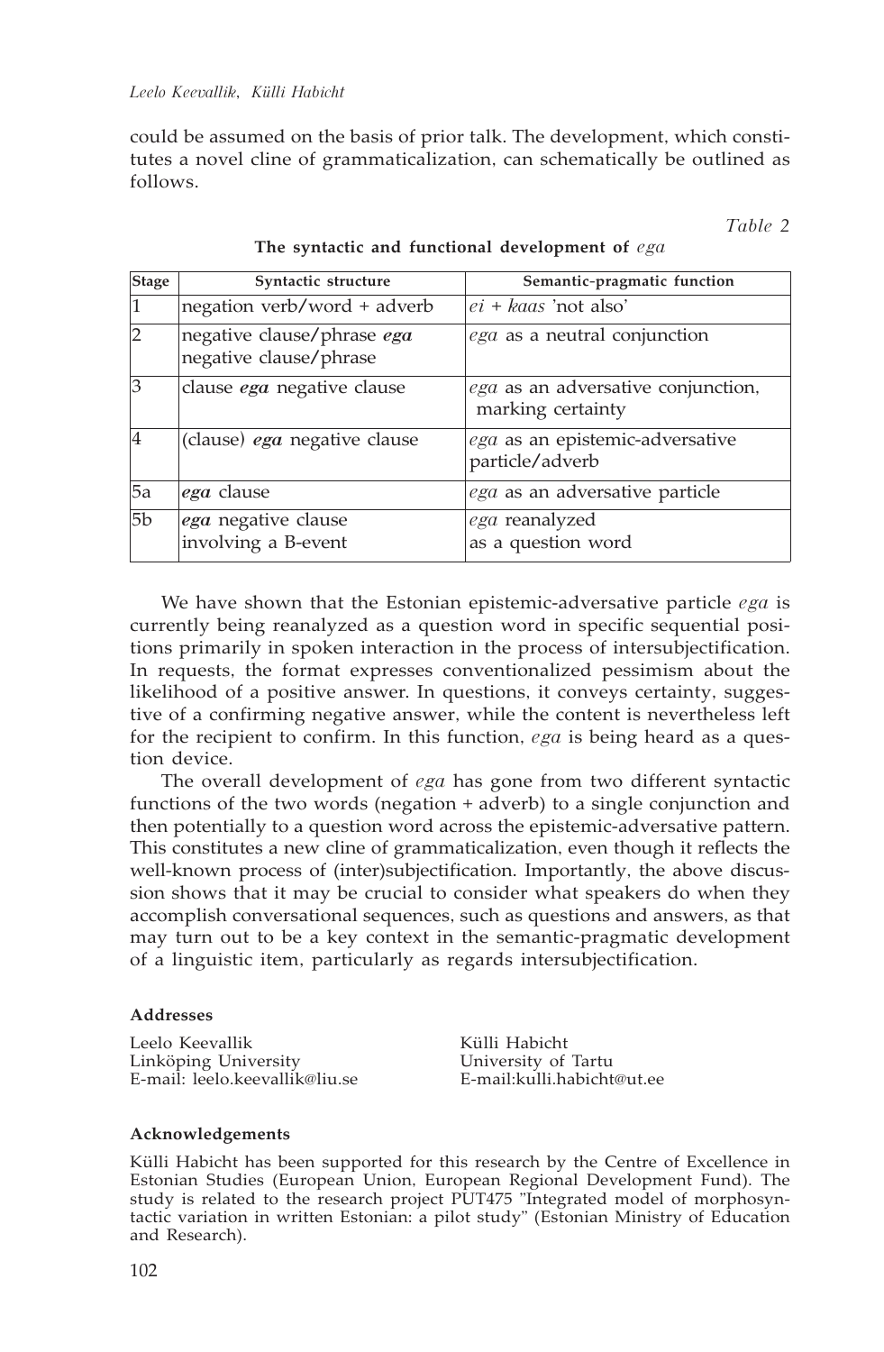could be assumed on the basis of prior talk. The development, which constitutes a novel cline of grammaticalization, can schematically be outlined as follows.

*Table 2*

**The syntactic and functional development of *ega***

| Stage | Syntactic structure | Semantic-pragmatic function |
|---|---|---|
| 1 | negation verb/word + adverb | *ei* + *kaas* 'not also' |
| 2 | negative clause/phrase ***ega*** negative clause/phrase | *ega* as a neutral conjunction |
| 3 | clause ***ega*** negative clause | *ega* as an adversative conjunction, marking certainty |
| 4 | (clause) ***ega*** negative clause | *ega* as an epistemic-adversative particle/adverb |
| 5a | ***ega*** clause | *ega* as an adversative particle |
| 5b | ***ega*** negative clause involving a B-event | *ega* reanalyzed as a question word |

We have shown that the Estonian epistemic-adversative particle *ega* is currently being reanalyzed as a question word in specific sequential positions primarily in spoken interaction in the process of intersubjectification. In requests, the format expresses conventionalized pessimism about the likelihood of a positive answer. In questions, it conveys certainty, suggestive of a confirming negative answer, while the content is nevertheless left for the recipient to confirm. In this function, *ega* is being heard as a question device.

The overall development of *ega* has gone from two different syntactic functions of the two words (negation + adverb) to a single conjunction and then potentially to a question word across the epistemic-adversative pattern. This constitutes a new cline of grammaticalization, even though it reflects the well-known process of (inter)subjectification. Importantly, the above discussion shows that it may be crucial to consider what speakers do when they accomplish conversational sequences, such as questions and answers, as that may turn out to be a key context in the semantic-pragmatic development of a linguistic item, particularly as regards intersubjectification.

#### Addresses

Leelo Keevallik
Linköping University
E-mail: leelo.keevallik@liu.se

Külli Habicht
University of Tartu
E-mail:kulli.habicht@ut.ee

#### Acknowledgements

Külli Habicht has been supported for this research by the Centre of Excellence in Estonian Studies (European Union, European Regional Development Fund). The study is related to the research project PUT475 "Integrated model of morphosyntactic variation in written Estonian: a pilot study" (Estonian Ministry of Education and Research).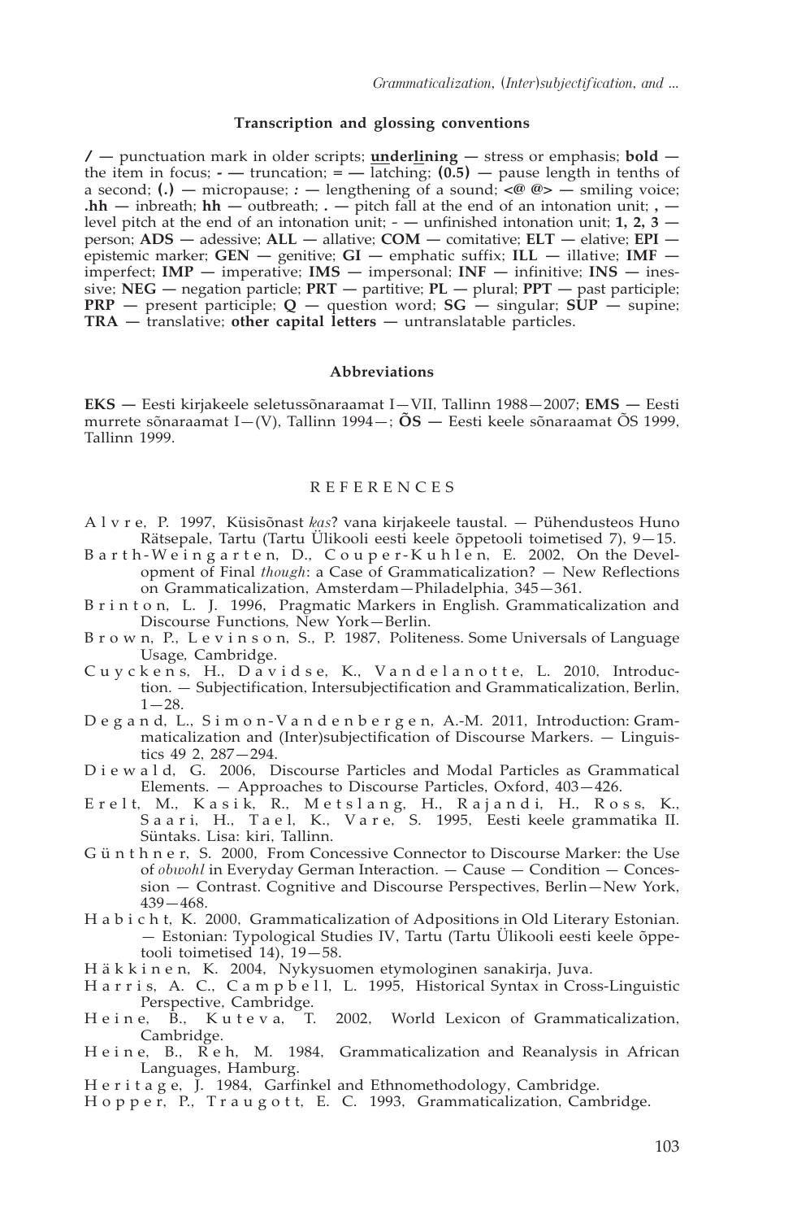### Transcription and glossing conventions

**/** — punctuation mark in older scripts; **<u>underlining</u>** — stress or emphasis; **bold** — the item in focus; **-** — truncation; **=** — latching; **(0.5)** — pause length in tenths of a second; **(.)** — micropause; **:** — lengthening of a sound; **<@ @>** — smiling voice; **.hh** — inbreath; **hh** — outbreath; **.** — pitch fall at the end of an intonation unit; **,** — level pitch at the end of an intonation unit; - — unfinished intonation unit; **1, 2, 3** — person; **ADS** — adessive; **ALL** — allative; **COM** — comitative; **ELT** — elative; **EPI** — epistemic marker; **GEN** — genitive; **GI** — emphatic suffix; **ILL** — illative; **IMF** — imperfect; **IMP** — imperative; **IMS** — impersonal; **INF** — infinitive; **INS** — inessive; **NEG** — negation particle; **PRT** — partitive; **PL** — plural; **PPT** — past participle; **PRP** — present participle; **Q** — question word; **SG** — singular; **SUP** — supine; **TRA** — translative; **other capital letters** — untranslatable particles.

### Abbreviations

**EKS** — Eesti kirjakeele seletussõnaraamat I—VII, Tallinn 1988—2007; **EMS** — Eesti murrete sõnaraamat I—(V), Tallinn 1994—; **ÕS** — Eesti keele sõnaraamat ÕS 1999, Tallinn 1999.

### REFERENCES

Alvre, P. 1997, Küsisõnast *kas*? vana kirjakeele taustal. — Pühendusteos Huno Rätsepale, Tartu (Tartu Ülikooli eesti keele õppetooli toimetised 7), 9—15.

Barth-Weingarten, D., Couper-Kuhlen, E. 2002, On the Development of Final *though*: a Case of Grammaticalization? — New Reflections on Grammaticalization, Amsterdam—Philadelphia, 345—361.

Brinton, L. J. 1996, Pragmatic Markers in English. Grammaticalization and Discourse Functions, New York—Berlin.

Brown, P., Levinson, S., P. 1987, Politeness. Some Universals of Language Usage, Cambridge.

Cuyckens, H., Davidse, K., Vandelanotte, L. 2010, Introduction. — Subjectification, Intersubjectification and Grammaticalization, Berlin, 1—28.

Degand, L., Simon-Vandenbergen, A.-M. 2011, Introduction: Grammaticalization and (Inter)subjectification of Discourse Markers. — Linguistics 49 2, 287—294.

Diewald, G. 2006, Discourse Particles and Modal Particles as Grammatical Elements. — Approaches to Discourse Particles, Oxford, 403—426.

Erelt, M., Kasik, R., Metslang, H., Rajandi, H., Ross, K., Saari, H., Tael, K., Vare, S. 1995, Eesti keele grammatika II. Süntaks. Lisa: kiri, Tallinn.

Günthner, S. 2000, From Concessive Connector to Discourse Marker: the Use of *obwohl* in Everyday German Interaction. — Cause — Condition — Concession — Contrast. Cognitive and Discourse Perspectives, Berlin—New York, 439—468.

Habicht, K. 2000, Grammaticalization of Adpositions in Old Literary Estonian. — Estonian: Typological Studies IV, Tartu (Tartu Ülikooli eesti keele õppetooli toimetised 14), 19—58.

Häkkinen, K. 2004, Nykysuomen etymologinen sanakirja, Juva.

Harris, A. C., Campbell, L. 1995, Historical Syntax in Cross-Linguistic Perspective, Cambridge.

Heine, B., Kuteva, T. 2002, World Lexicon of Grammaticalization, Cambridge.

Heine, B., Reh, M. 1984, Grammaticalization and Reanalysis in African Languages, Hamburg.

Heritage, J. 1984, Garfinkel and Ethnomethodology, Cambridge.

Hopper, P., Traugott, E. C. 1993, Grammaticalization, Cambridge.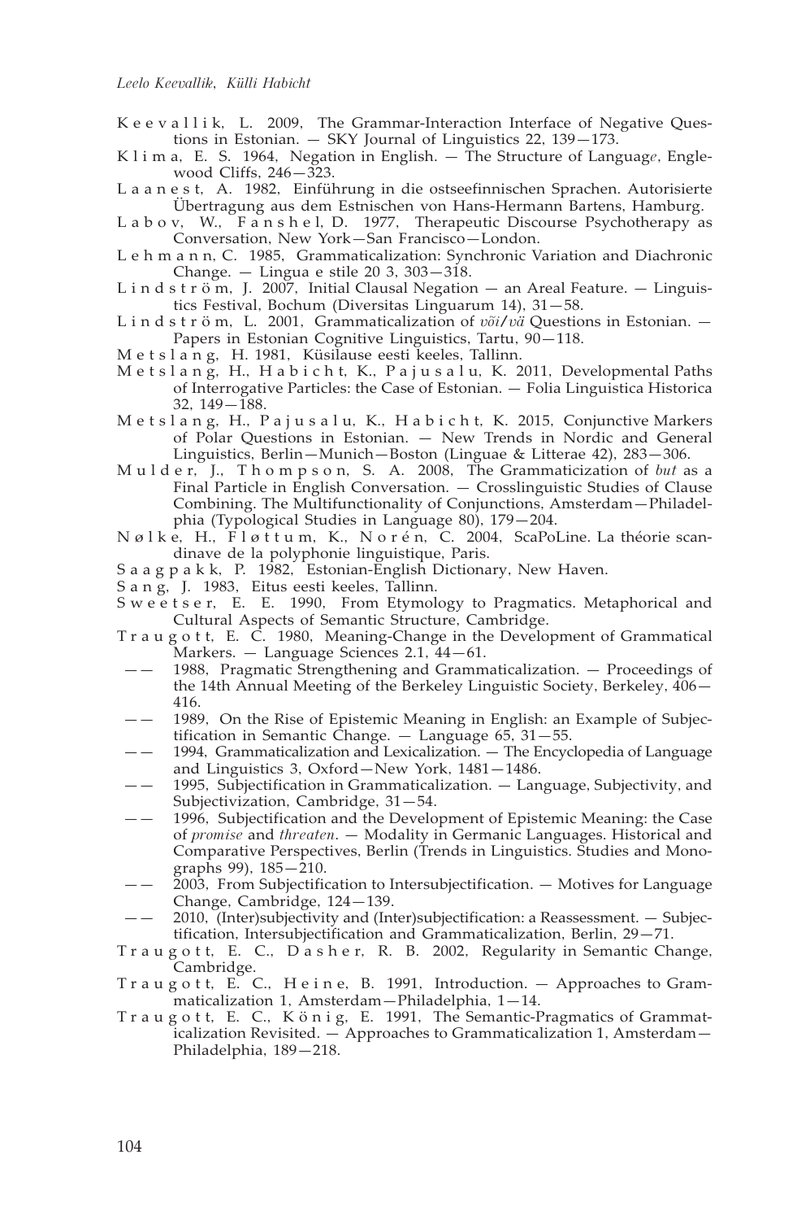Keevallik, L. 2009, The Grammar-Interaction Interface of Negative Questions in Estonian. — SKY Journal of Linguistics 22, 139—173.

Klima, E. S. 1964, Negation in English. — The Structure of Language, Englewood Cliffs, 246—323.

Laanest, A. 1982, Einführung in die ostseefinnischen Sprachen. Autorisierte Übertragung aus dem Estnischen von Hans-Hermann Bartens, Hamburg.

Labov, W., Fanshel, D. 1977, Therapeutic Discourse Psychotherapy as Conversation, New York—San Francisco—London.

Lehmann, C. 1985, Grammaticalization: Synchronic Variation and Diachronic Change. — Lingua e stile 20 3, 303—318.

Lindström, J. 2007, Initial Clausal Negation — an Areal Feature. — Linguistics Festival, Bochum (Diversitas Linguarum 14), 31—58.

Lindström, L. 2001, Grammaticalization of *või*/*vä* Questions in Estonian. — Papers in Estonian Cognitive Linguistics, Tartu, 90—118.

Metslang, H. 1981, Küsilause eesti keeles, Tallinn.

Metslang, H., Habicht, K., Pajusalu, K. 2011, Developmental Paths of Interrogative Particles: the Case of Estonian. — Folia Linguistica Historica 32, 149—188.

Metslang, H., Pajusalu, K., Habicht, K. 2015, Conjunctive Markers of Polar Questions in Estonian. — New Trends in Nordic and General Linguistics, Berlin—Munich—Boston (Linguae & Litterae 42), 283—306.

Mulder, J., Thompson, S. A. 2008, The Grammaticization of *but* as a Final Particle in English Conversation. — Crosslinguistic Studies of Clause Combining. The Multifunctionality of Conjunctions, Amsterdam—Philadelphia (Typological Studies in Language 80), 179—204.

Nølke, H., Fløttum, K., Norén, C. 2004, ScaPoLine. La théorie scandinave de la polyphonie linguistique, Paris.

Saagpakk, P. 1982, Estonian-English Dictionary, New Haven.

Sang, J. 1983, Eitus eesti keeles, Tallinn.

Sweetser, E. E. 1990, From Etymology to Pragmatics. Metaphorical and Cultural Aspects of Semantic Structure, Cambridge.

Traugott, E. C. 1980, Meaning-Change in the Development of Grammatical Markers. — Language Sciences 2.1, 44—61.

—— 1988, Pragmatic Strengthening and Grammaticalization. — Proceedings of the 14th Annual Meeting of the Berkeley Linguistic Society, Berkeley, 406—416.

—— 1989, On the Rise of Epistemic Meaning in English: an Example of Subjectification in Semantic Change. — Language 65, 31—55.

—— 1994, Grammaticalization and Lexicalization. — The Encyclopedia of Language and Linguistics 3, Oxford—New York, 1481—1486.

—— 1995, Subjectification in Grammaticalization. — Language, Subjectivity, and Subjectivization, Cambridge, 31—54.

—— 1996, Subjectification and the Development of Epistemic Meaning: the Case of *promise* and *threaten*. — Modality in Germanic Languages. Historical and Comparative Perspectives, Berlin (Trends in Linguistics. Studies and Monographs 99), 185—210.

—— 2003, From Subjectification to Intersubjectification. — Motives for Language Change, Cambridge, 124—139.

—— 2010, (Inter)subjectivity and (Inter)subjectification: a Reassessment. — Subjectification, Intersubjectification and Grammaticalization, Berlin, 29—71.

Traugott, E. C., Dasher, R. B. 2002, Regularity in Semantic Change, Cambridge.

Traugott, E. C., Heine, B. 1991, Introduction. — Approaches to Grammaticalization 1, Amsterdam—Philadelphia, 1—14.

Traugott, E. C., König, E. 1991, The Semantic-Pragmatics of Grammaticalization Revisited. — Approaches to Grammaticalization 1, Amsterdam—Philadelphia, 189—218.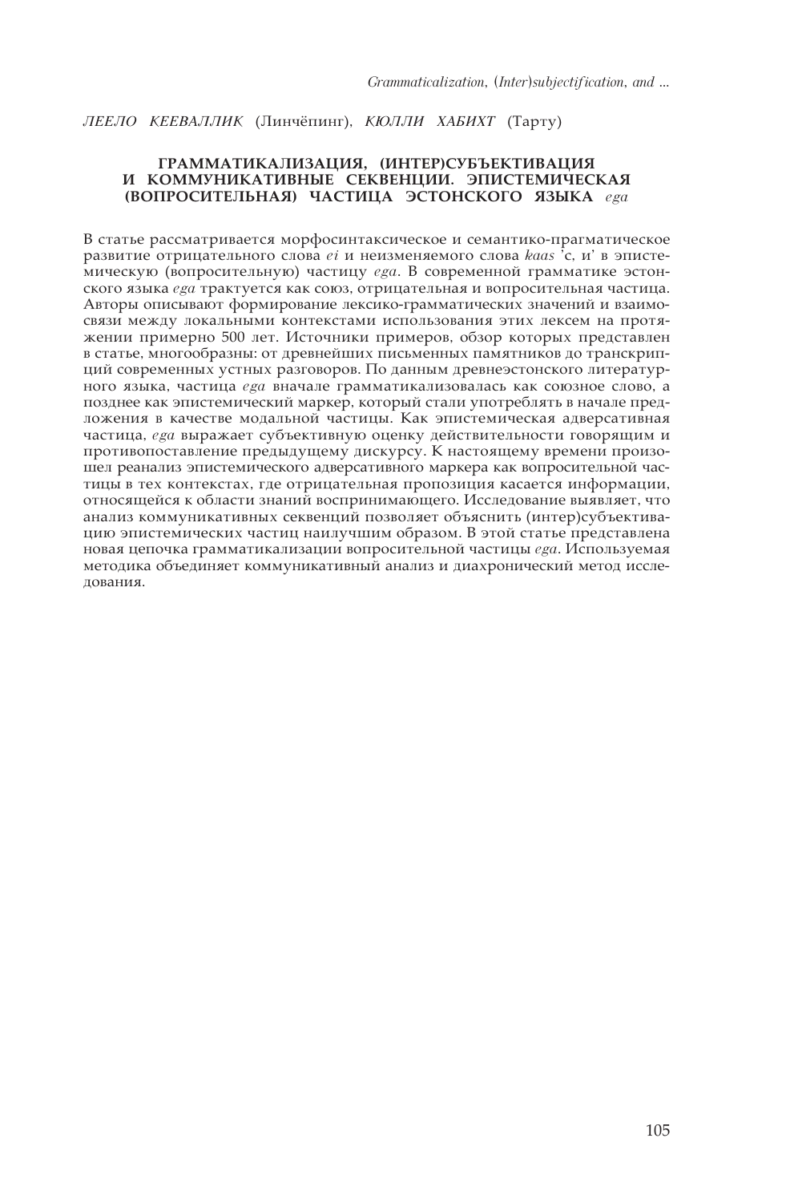*ЛЕЕЛО КЕЕВАЛЛИК* (Линчёпинг), *КЮЛЛИ ХАБИХТ* (Тарту)

## ГРАММАТИКАЛИЗАЦИЯ, (ИНТЕР)СУБЪЕКТИВАЦИЯ И КОММУНИКАТИВНЫЕ СЕКВЕНЦИИ. ЭПИСТЕМИЧЕСКАЯ (ВОПРОСИТЕЛЬНАЯ) ЧАСТИЦА ЭСТОНСКОГО ЯЗЫКА *ega*

В статье рассматривается морфосинтаксическое и семантико-прагматическое развитие отрицательного слова *ei* и неизменяемого слова *kaas* 'с, и' в эпистемическую (вопросительную) частицу *ega*. В современной грамматике эстонского языка *ega* трактуется как союз, отрицательная и вопросительная частица. Авторы описывают формирование лексико-грамматических значений и взаимосвязи между локальными контекстами использования этих лексем на протяжении примерно 500 лет. Источники примеров, обзор которых представлен в статье, многообразны: от древнейших письменных памятников до транскрипций современных устных разговоров. По данным древнеэстонского литературного языка, частица *ega* вначале грамматикализовалась как союзное слово, а позднее как эпистемический маркер, который стали употреблять в начале предложения в качестве модальной частицы. Как эпистемическая адверсативная частица, *ega* выражает субъективную оценку действительности говорящим и противопоставление предыдущему дискурсу. К настоящему времени произошел реанализ эпистемического адверсативного маркера как вопросительной частицы в тех контекстах, где отрицательная пропозиция касается информации, относящейся к области знаний воспринимающего. Исследование выявляет, что анализ коммуникативных секвенций позволяет объяснить (интер)субъективацию эпистемических частиц наилучшим образом. В этой статье представлена новая цепочка грамматикализации вопросительной частицы *ega*. Используемая методика объединяет коммуникативный анализ и диахронический метод исследования.